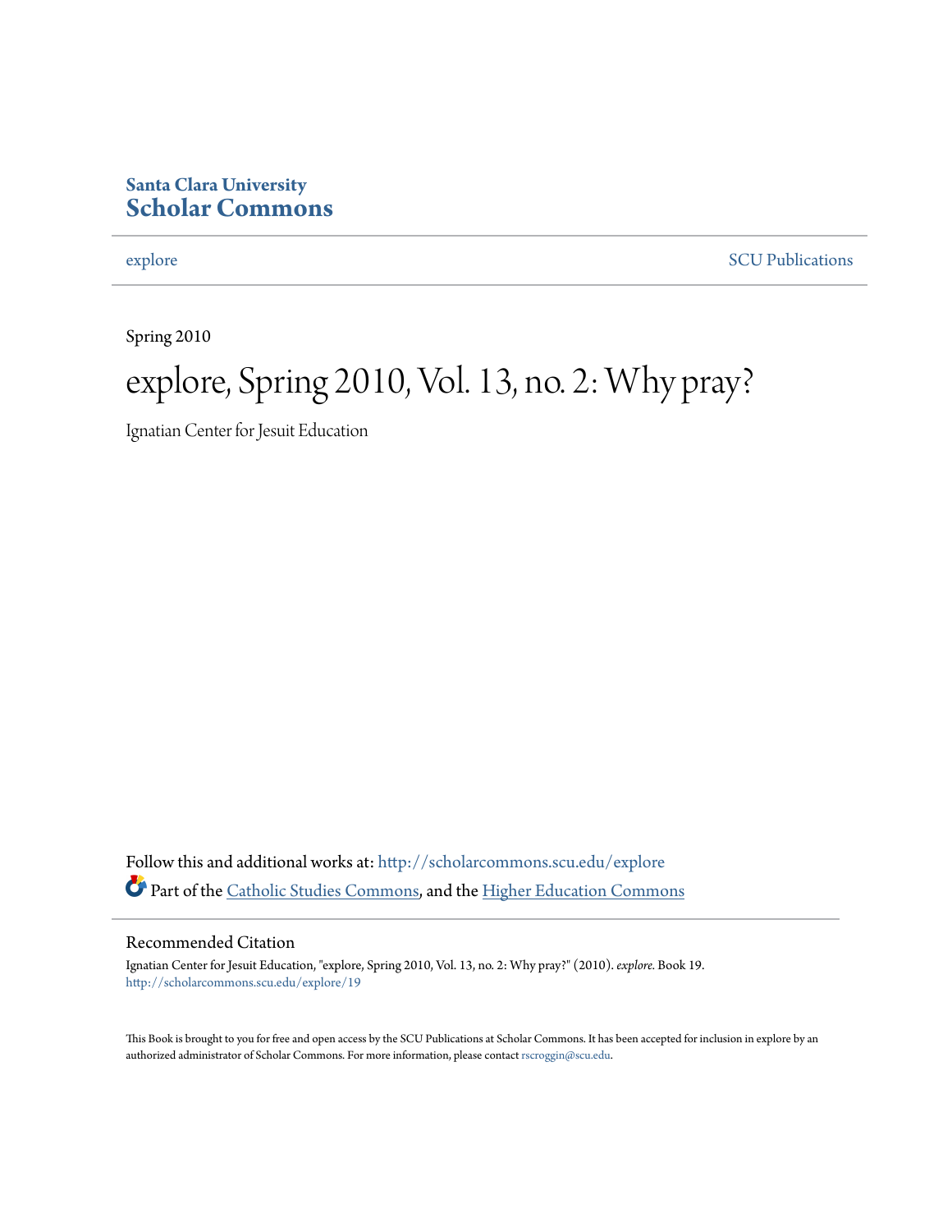**Santa Clara University**
**Scholar Commons**

explore | SCU Publications

Spring 2010

# explore, Spring 2010, Vol. 13, no. 2: Why pray?

Ignatian Center for Jesuit Education

Follow this and additional works at: http://scholarcommons.scu.edu/explore

Part of the Catholic Studies Commons, and the Higher Education Commons

## Recommended Citation

Ignatian Center for Jesuit Education, "explore, Spring 2010, Vol. 13, no. 2: Why pray?" (2010). *explore*. Book 19.
http://scholarcommons.scu.edu/explore/19

This Book is brought to you for free and open access by the SCU Publications at Scholar Commons. It has been accepted for inclusion in explore by an authorized administrator of Scholar Commons. For more information, please contact rscroggin@scu.edu.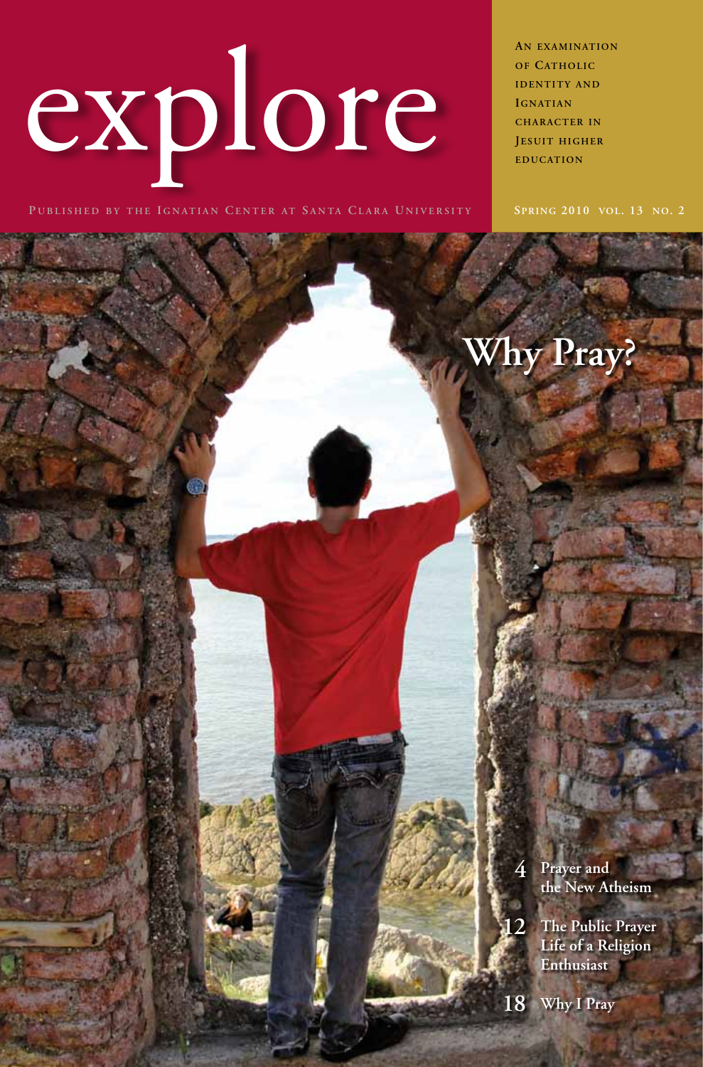# explore

An examination of Catholic identity and Ignatian character in Jesuit higher education

Published by the Ignatian Center at Santa Clara University

Spring 2010 vol. 13 no. 2

## Why Pray?

4 Prayer and the New Atheism

12 The Public Prayer Life of a Religion Enthusiast

18 Why I Pray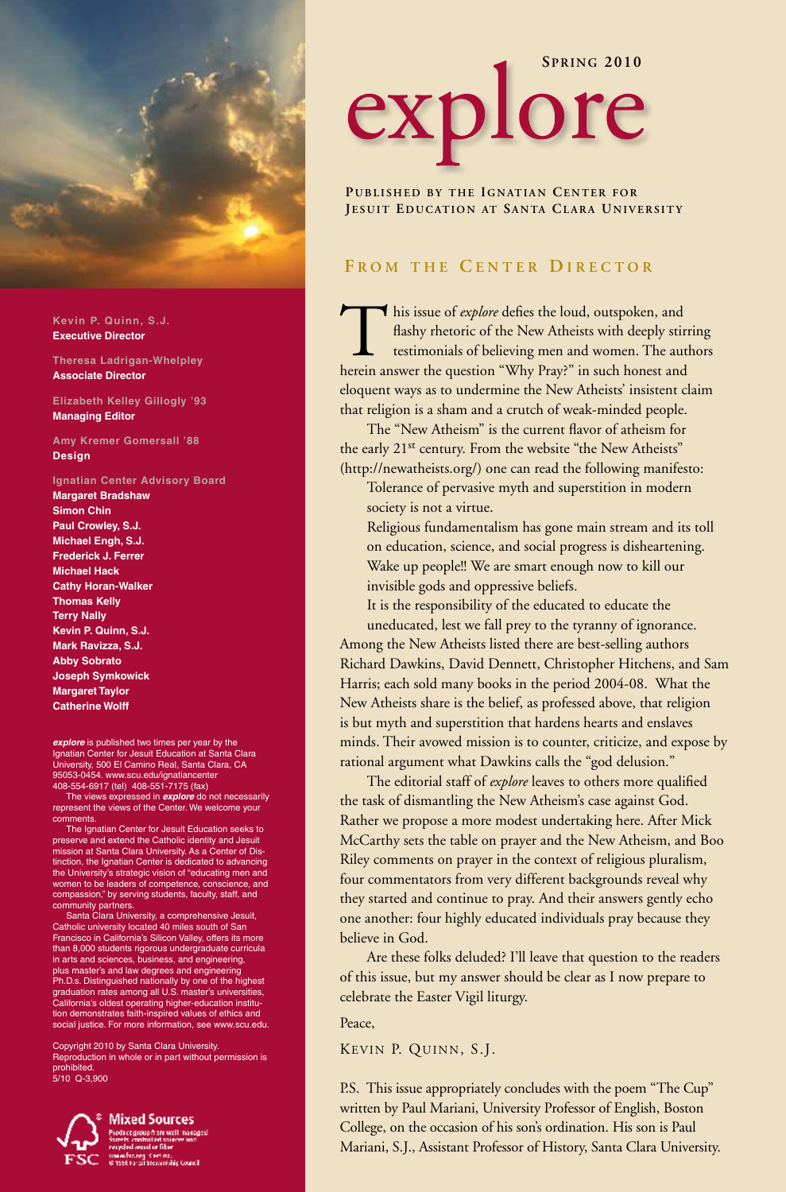# explore

**Spring 2010**

**Published by the Ignatian Center for Jesuit Education at Santa Clara University**

## From the Center Director

This issue of *explore* defies the loud, outspoken, and flashy rhetoric of the New Atheists with deeply stirring testimonials of believing men and women. The authors herein answer the question "Why Pray?" in such honest and eloquent ways as to undermine the New Atheists' insistent claim that religion is a sham and a crutch of weak-minded people.

The "New Atheism" is the current flavor of atheism for the early 21st century. From the website "the New Atheists" (http://newatheists.org/) one can read the following manifesto:

> Tolerance of pervasive myth and superstition in modern society is not a virtue.
>
> Religious fundamentalism has gone main stream and its toll on education, science, and social progress is disheartening. Wake up people!! We are smart enough now to kill our invisible gods and oppressive beliefs.
>
> It is the responsibility of the educated to educate the uneducated, lest we fall prey to the tyranny of ignorance.

Among the New Atheists listed there are best-selling authors Richard Dawkins, David Dennett, Christopher Hitchens, and Sam Harris; each sold many books in the period 2004-08. What the New Atheists share is the belief, as professed above, that religion is but myth and superstition that hardens hearts and enslaves minds. Their avowed mission is to counter, criticize, and expose by rational argument what Dawkins calls the "god delusion."

The editorial staff of *explore* leaves to others more qualified the task of dismantling the New Atheism's case against God. Rather we propose a more modest undertaking here. After Mick McCarthy sets the table on prayer and the New Atheism, and Boo Riley comments on prayer in the context of religious pluralism, four commentators from very different backgrounds reveal why they started and continue to pray. And their answers gently echo one another: four highly educated individuals pray because they believe in God.

Are these folks deluded? I'll leave that question to the readers of this issue, but my answer should be clear as I now prepare to celebrate the Easter Vigil liturgy.

Peace,

Kevin P. Quinn, S.J.

P.S. This issue appropriately concludes with the poem "The Cup" written by Paul Mariani, University Professor of English, Boston College, on the occasion of his son's ordination. His son is Paul Mariani, S.J., Assistant Professor of History, Santa Clara University.

---

**Kevin P. Quinn, S.J.**
Executive Director

**Theresa Ladrigan-Whelpley**
Associate Director

**Elizabeth Kelley Gillogly '93**
Managing Editor

**Amy Kremer Gomersall '88**
Design

**Ignatian Center Advisory Board**
Margaret Bradshaw
Simon Chin
Paul Crowley, S.J.
Michael Engh, S.J.
Frederick J. Ferrer
Michael Hack
Cathy Horan-Walker
Thomas Kelly
Terry Nally
Kevin P. Quinn, S.J.
Mark Ravizza, S.J.
Abby Sobrato
Joseph Symkowick
Margaret Taylor
Catherine Wolff

***explore*** is published two times per year by the Ignatian Center for Jesuit Education at Santa Clara University, 500 El Camino Real, Santa Clara, CA 95053-0454. www.scu.edu/ignatiancenter
408-554-6917 (tel) 408-551-7175 (fax)

The views expressed in ***explore*** do not necessarily represent the views of the Center. We welcome your comments.

The Ignatian Center for Jesuit Education seeks to preserve and extend the Catholic identity and Jesuit mission at Santa Clara University. As a Center of Distinction, the Ignatian Center is dedicated to advancing the University's strategic vision of "educating men and women to be leaders of competence, conscience, and compassion," by serving students, faculty, staff, and community partners.

Santa Clara University, a comprehensive Jesuit, Catholic university located 40 miles south of San Francisco in California's Silicon Valley, offers its more than 8,000 students rigorous undergraduate curricula in arts and sciences, business, and engineering, plus master's and law degrees and engineering Ph.D.s. Distinguished nationally by one of the highest graduation rates among all U.S. master's universities, California's oldest operating higher-education institution demonstrates faith-inspired values of ethics and social justice. For more information, see www.scu.edu.

Copyright 2010 by Santa Clara University. Reproduction in whole or in part without permission is prohibited.
5/10 Q-3,900

Mixed Sources
Product group from well-managed forests, controlled sources and recycled wood or fiber
www.fsc.org Cert no.
© 1996 Forest Stewardship Council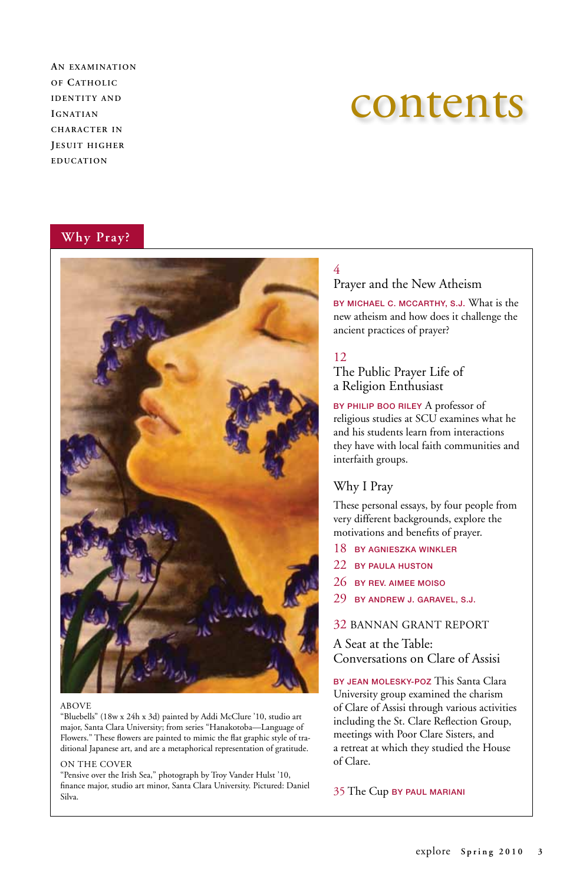An examination of Catholic identity and Ignatian character in Jesuit higher education

# contents

## Why Pray?

ABOVE
"Bluebells" (18w x 24h x 3d) painted by Addi McClure '10, studio art major, Santa Clara University; from series "Hanakotoba—Language of Flowers." These flowers are painted to mimic the flat graphic style of traditional Japanese art, and are a metaphorical representation of gratitude.

ON THE COVER
"Pensive over the Irish Sea," photograph by Troy Vander Hulst '10, finance major, studio art minor, Santa Clara University. Pictured: Daniel Silva.

4
### Prayer and the New Atheism

BY MICHAEL C. MCCARTHY, S.J. What is the new atheism and how does it challenge the ancient practices of prayer?

12
### The Public Prayer Life of a Religion Enthusiast

BY PHILIP BOO RILEY A professor of religious studies at SCU examines what he and his students learn from interactions they have with local faith communities and interfaith groups.

### Why I Pray

These personal essays, by four people from very different backgrounds, explore the motivations and benefits of prayer.

18 BY AGNIESZKA WINKLER
22 BY PAULA HUSTON
26 BY REV. AIMEE MOISO
29 BY ANDREW J. GARAVEL, S.J.

32 BANNAN GRANT REPORT

### A Seat at the Table: Conversations on Clare of Assisi

BY JEAN MOLESKY-POZ This Santa Clara University group examined the charism of Clare of Assisi through various activities including the St. Clare Reflection Group, meetings with Poor Clare Sisters, and a retreat at which they studied the House of Clare.

35 The Cup BY PAUL MARIANI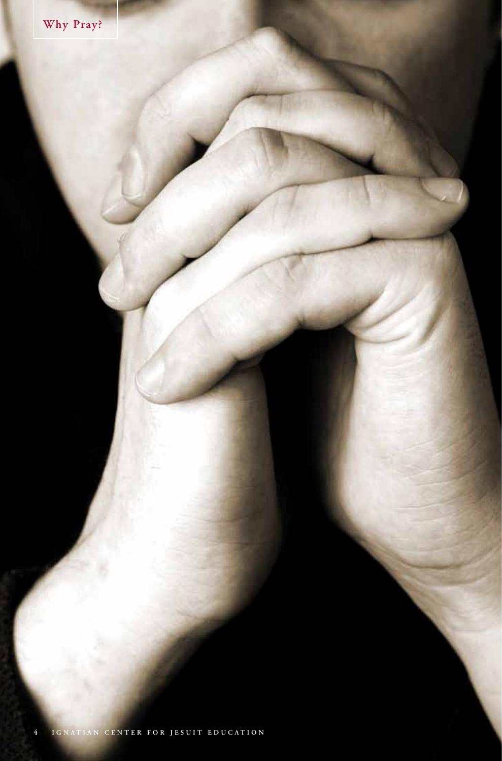# Why Pray?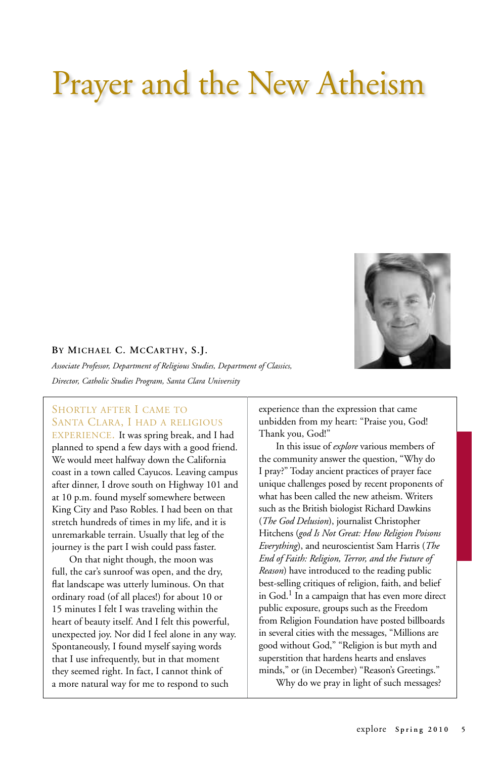# Prayer and the New Atheism

**By Michael C. McCarthy, S.J.**

*Associate Professor, Department of Religious Studies, Department of Classics, Director, Catholic Studies Program, Santa Clara University*

SHORTLY AFTER I CAME TO SANTA CLARA, I HAD A RELIGIOUS EXPERIENCE. It was spring break, and I had planned to spend a few days with a good friend. We would meet halfway down the California coast in a town called Cayucos. Leaving campus after dinner, I drove south on Highway 101 and at 10 p.m. found myself somewhere between King City and Paso Robles. I had been on that stretch hundreds of times in my life, and it is unremarkable terrain. Usually that leg of the journey is the part I wish could pass faster.

On that night though, the moon was full, the car's sunroof was open, and the dry, flat landscape was utterly luminous. On that ordinary road (of all places!) for about 10 or 15 minutes I felt I was traveling within the heart of beauty itself. And I felt this powerful, unexpected joy. Nor did I feel alone in any way. Spontaneously, I found myself saying words that I use infrequently, but in that moment they seemed right. In fact, I cannot think of a more natural way for me to respond to such experience than the expression that came unbidden from my heart: "Praise you, God! Thank you, God!"

In this issue of *explore* various members of the community answer the question, "Why do I pray?" Today ancient practices of prayer face unique challenges posed by recent proponents of what has been called the new atheism. Writers such as the British biologist Richard Dawkins (*The God Delusion*), journalist Christopher Hitchens (*god Is Not Great: How Religion Poisons Everything*), and neuroscientist Sam Harris (*The End of Faith: Religion, Terror, and the Future of Reason*) have introduced to the reading public best-selling critiques of religion, faith, and belief in God.[1] In a campaign that has even more direct public exposure, groups such as the Freedom from Religion Foundation have posted billboards in several cities with the messages, "Millions are good without God," "Religion is but myth and superstition that hardens hearts and enslaves minds," or (in December) "Reason's Greetings."

Why do we pray in light of such messages?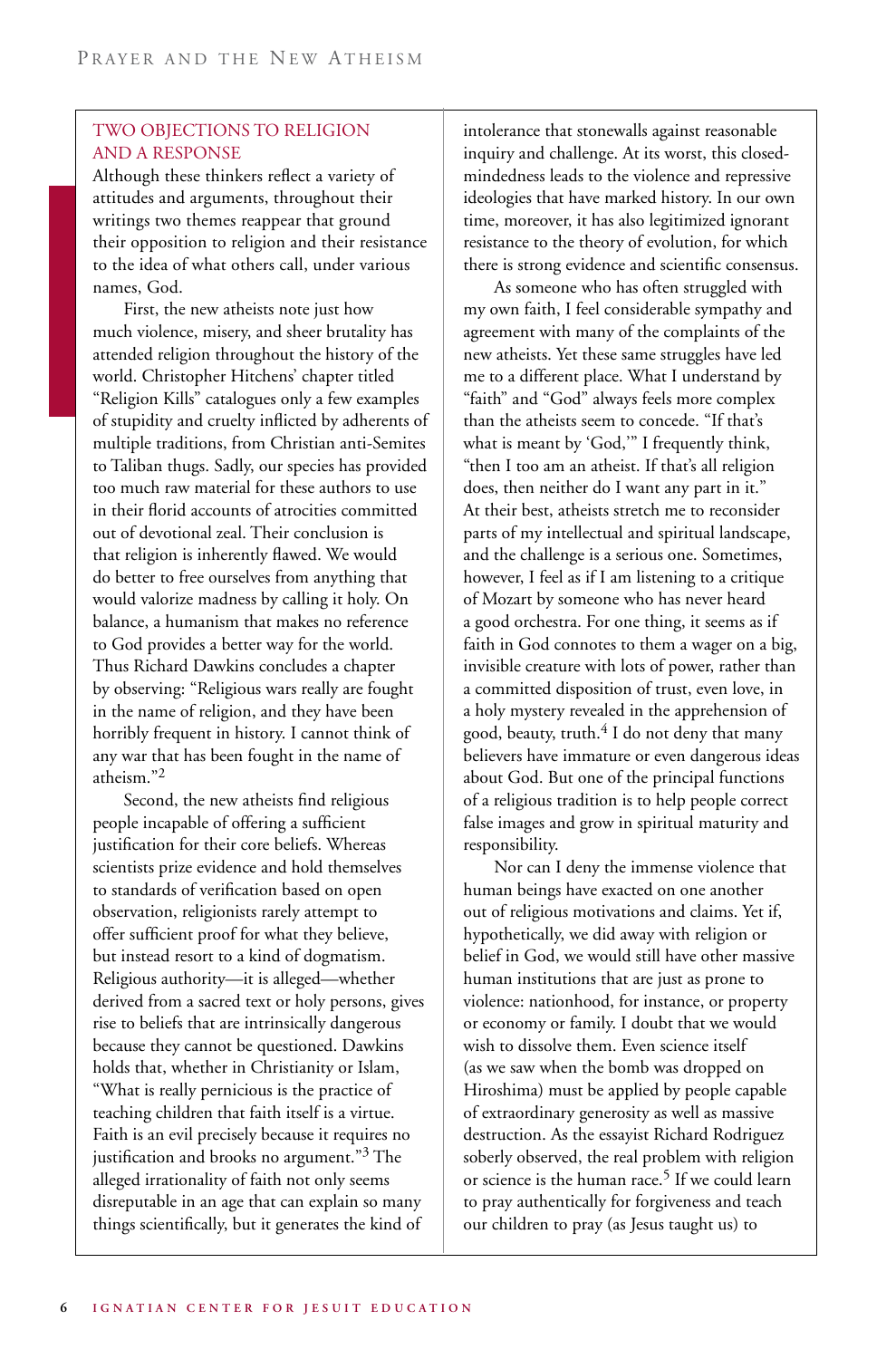## TWO OBJECTIONS TO RELIGION AND A RESPONSE

Although these thinkers reflect a variety of attitudes and arguments, throughout their writings two themes reappear that ground their opposition to religion and their resistance to the idea of what others call, under various names, God.

First, the new atheists note just how much violence, misery, and sheer brutality has attended religion throughout the history of the world. Christopher Hitchens' chapter titled "Religion Kills" catalogues only a few examples of stupidity and cruelty inflicted by adherents of multiple traditions, from Christian anti-Semites to Taliban thugs. Sadly, our species has provided too much raw material for these authors to use in their florid accounts of atrocities committed out of devotional zeal. Their conclusion is that religion is inherently flawed. We would do better to free ourselves from anything that would valorize madness by calling it holy. On balance, a humanism that makes no reference to God provides a better way for the world. Thus Richard Dawkins concludes a chapter by observing: "Religious wars really are fought in the name of religion, and they have been horribly frequent in history. I cannot think of any war that has been fought in the name of atheism."[2]

Second, the new atheists find religious people incapable of offering a sufficient justification for their core beliefs. Whereas scientists prize evidence and hold themselves to standards of verification based on open observation, religionists rarely attempt to offer sufficient proof for what they believe, but instead resort to a kind of dogmatism. Religious authority—it is alleged—whether derived from a sacred text or holy persons, gives rise to beliefs that are intrinsically dangerous because they cannot be questioned. Dawkins holds that, whether in Christianity or Islam, "What is really pernicious is the practice of teaching children that faith itself is a virtue. Faith is an evil precisely because it requires no justification and brooks no argument."[3] The alleged irrationality of faith not only seems disreputable in an age that can explain so many things scientifically, but it generates the kind of intolerance that stonewalls against reasonable inquiry and challenge. At its worst, this closed-mindedness leads to the violence and repressive ideologies that have marked history. In our own time, moreover, it has also legitimized ignorant resistance to the theory of evolution, for which there is strong evidence and scientific consensus.

As someone who has often struggled with my own faith, I feel considerable sympathy and agreement with many of the complaints of the new atheists. Yet these same struggles have led me to a different place. What I understand by "faith" and "God" always feels more complex than the atheists seem to concede. "If that's what is meant by 'God,'" I frequently think, "then I too am an atheist. If that's all religion does, then neither do I want any part in it." At their best, atheists stretch me to reconsider parts of my intellectual and spiritual landscape, and the challenge is a serious one. Sometimes, however, I feel as if I am listening to a critique of Mozart by someone who has never heard a good orchestra. For one thing, it seems as if faith in God connotes to them a wager on a big, invisible creature with lots of power, rather than a committed disposition of trust, even love, in a holy mystery revealed in the apprehension of good, beauty, truth.[4] I do not deny that many believers have immature or even dangerous ideas about God. But one of the principal functions of a religious tradition is to help people correct false images and grow in spiritual maturity and responsibility.

Nor can I deny the immense violence that human beings have exacted on one another out of religious motivations and claims. Yet if, hypothetically, we did away with religion or belief in God, we would still have other massive human institutions that are just as prone to violence: nationhood, for instance, or property or economy or family. I doubt that we would wish to dissolve them. Even science itself (as we saw when the bomb was dropped on Hiroshima) must be applied by people capable of extraordinary generosity as well as massive destruction. As the essayist Richard Rodriguez soberly observed, the real problem with religion or science is the human race.[5] If we could learn to pray authentically for forgiveness and teach our children to pray (as Jesus taught us) to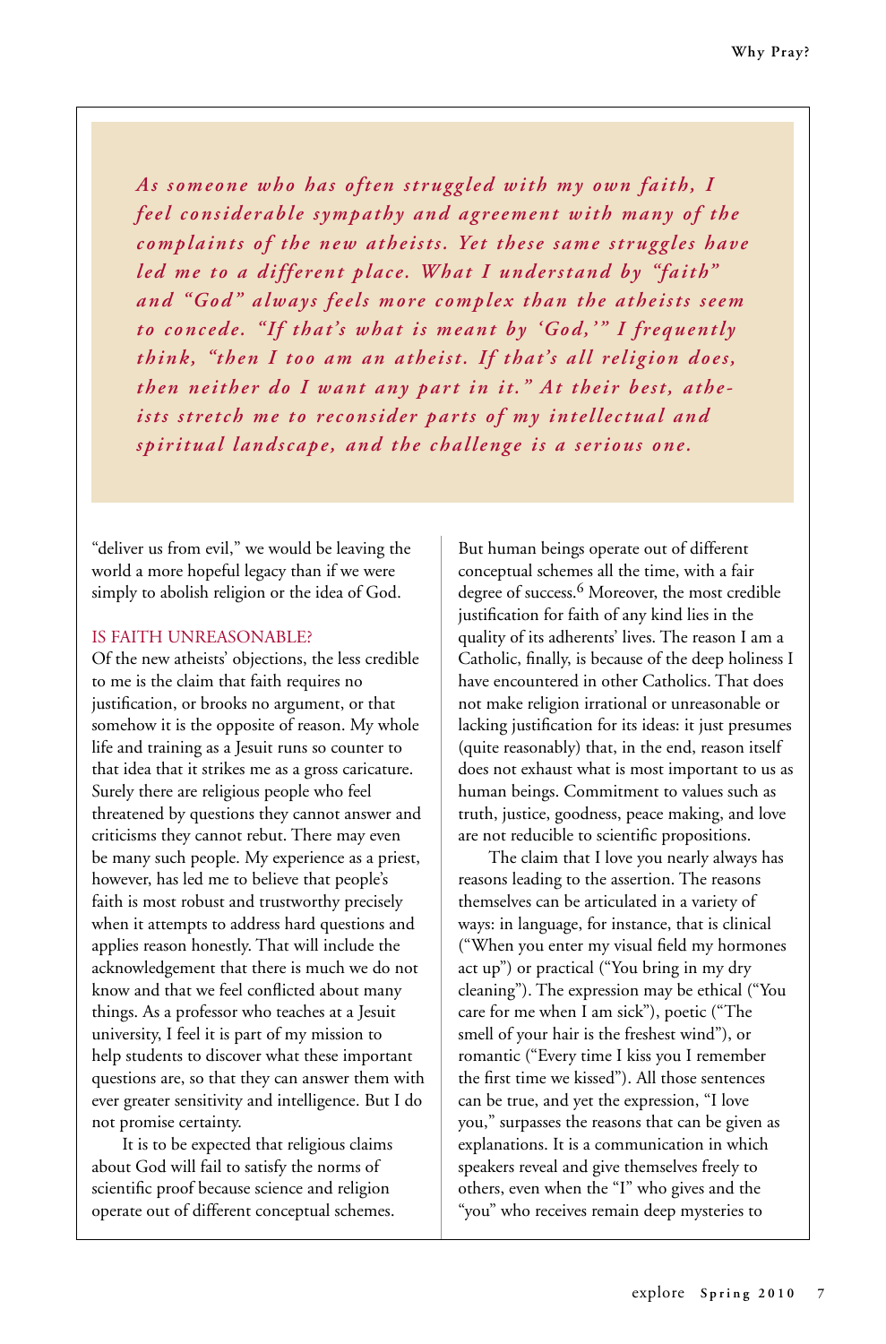*As someone who has often struggled with my own faith, I feel considerable sympathy and agreement with many of the complaints of the new atheists. Yet these same struggles have led me to a different place. What I understand by "faith" and "God" always feels more complex than the atheists seem to concede. "If that's what is meant by 'God,'" I frequently think, "then I too am an atheist. If that's all religion does, then neither do I want any part in it." At their best, atheists stretch me to reconsider parts of my intellectual and spiritual landscape, and the challenge is a serious one.*

"deliver us from evil," we would be leaving the world a more hopeful legacy than if we were simply to abolish religion or the idea of God.

## IS FAITH UNREASONABLE?

Of the new atheists' objections, the less credible to me is the claim that faith requires no justification, or brooks no argument, or that somehow it is the opposite of reason. My whole life and training as a Jesuit runs so counter to that idea that it strikes me as a gross caricature. Surely there are religious people who feel threatened by questions they cannot answer and criticisms they cannot rebut. There may even be many such people. My experience as a priest, however, has led me to believe that people's faith is most robust and trustworthy precisely when it attempts to address hard questions and applies reason honestly. That will include the acknowledgement that there is much we do not know and that we feel conflicted about many things. As a professor who teaches at a Jesuit university, I feel it is part of my mission to help students to discover what these important questions are, so that they can answer them with ever greater sensitivity and intelligence. But I do not promise certainty.

It is to be expected that religious claims about God will fail to satisfy the norms of scientific proof because science and religion operate out of different conceptual schemes. But human beings operate out of different conceptual schemes all the time, with a fair degree of success.[6] Moreover, the most credible justification for faith of any kind lies in the quality of its adherents' lives. The reason I am a Catholic, finally, is because of the deep holiness I have encountered in other Catholics. That does not make religion irrational or unreasonable or lacking justification for its ideas: it just presumes (quite reasonably) that, in the end, reason itself does not exhaust what is most important to us as human beings. Commitment to values such as truth, justice, goodness, peace making, and love are not reducible to scientific propositions.

The claim that I love you nearly always has reasons leading to the assertion. The reasons themselves can be articulated in a variety of ways: in language, for instance, that is clinical ("When you enter my visual field my hormones act up") or practical ("You bring in my dry cleaning"). The expression may be ethical ("You care for me when I am sick"), poetic ("The smell of your hair is the freshest wind"), or romantic ("Every time I kiss you I remember the first time we kissed"). All those sentences can be true, and yet the expression, "I love you," surpasses the reasons that can be given as explanations. It is a communication in which speakers reveal and give themselves freely to others, even when the "I" who gives and the "you" who receives remain deep mysteries to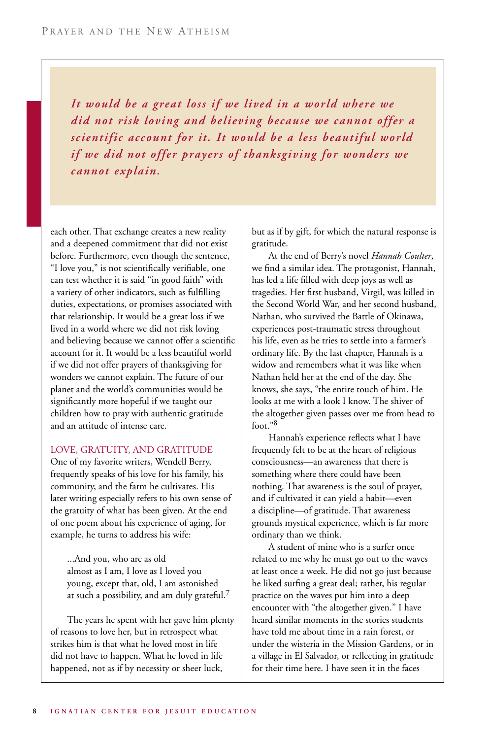*It would be a great loss if we lived in a world where we did not risk loving and believing because we cannot offer a scientific account for it. It would be a less beautiful world if we did not offer prayers of thanksgiving for wonders we cannot explain.*

each other. That exchange creates a new reality and a deepened commitment that did not exist before. Furthermore, even though the sentence, "I love you," is not scientifically verifiable, one can test whether it is said "in good faith" with a variety of other indicators, such as fulfilling duties, expectations, or promises associated with that relationship. It would be a great loss if we lived in a world where we did not risk loving and believing because we cannot offer a scientific account for it. It would be a less beautiful world if we did not offer prayers of thanksgiving for wonders we cannot explain. The future of our planet and the world's communities would be significantly more hopeful if we taught our children how to pray with authentic gratitude and an attitude of intense care.

## LOVE, GRATUITY, AND GRATITUDE

One of my favorite writers, Wendell Berry, frequently speaks of his love for his family, his community, and the farm he cultivates. His later writing especially refers to his own sense of the gratuity of what has been given. At the end of one poem about his experience of aging, for example, he turns to address his wife:

> ...And you, who are as old
> almost as I am, I love as I loved you
> young, except that, old, I am astonished
> at such a possibility, and am duly grateful.[7]

The years he spent with her gave him plenty of reasons to love her, but in retrospect what strikes him is that what he loved most in life did not have to happen. What he loved in life happened, not as if by necessity or sheer luck, but as if by gift, for which the natural response is gratitude.

At the end of Berry's novel *Hannah Coulter*, we find a similar idea. The protagonist, Hannah, has led a life filled with deep joys as well as tragedies. Her first husband, Virgil, was killed in the Second World War, and her second husband, Nathan, who survived the Battle of Okinawa, experiences post-traumatic stress throughout his life, even as he tries to settle into a farmer's ordinary life. By the last chapter, Hannah is a widow and remembers what it was like when Nathan held her at the end of the day. She knows, she says, "the entire touch of him. He looks at me with a look I know. The shiver of the altogether given passes over me from head to foot."[8]

Hannah's experience reflects what I have frequently felt to be at the heart of religious consciousness—an awareness that there is something where there could have been nothing. That awareness is the soul of prayer, and if cultivated it can yield a habit—even a discipline—of gratitude. That awareness grounds mystical experience, which is far more ordinary than we think.

A student of mine who is a surfer once related to me why he must go out to the waves at least once a week. He did not go just because he liked surfing a great deal; rather, his regular practice on the waves put him into a deep encounter with "the altogether given." I have heard similar moments in the stories students have told me about time in a rain forest, or under the wisteria in the Mission Gardens, or in a village in El Salvador, or reflecting in gratitude for their time here. I have seen it in the faces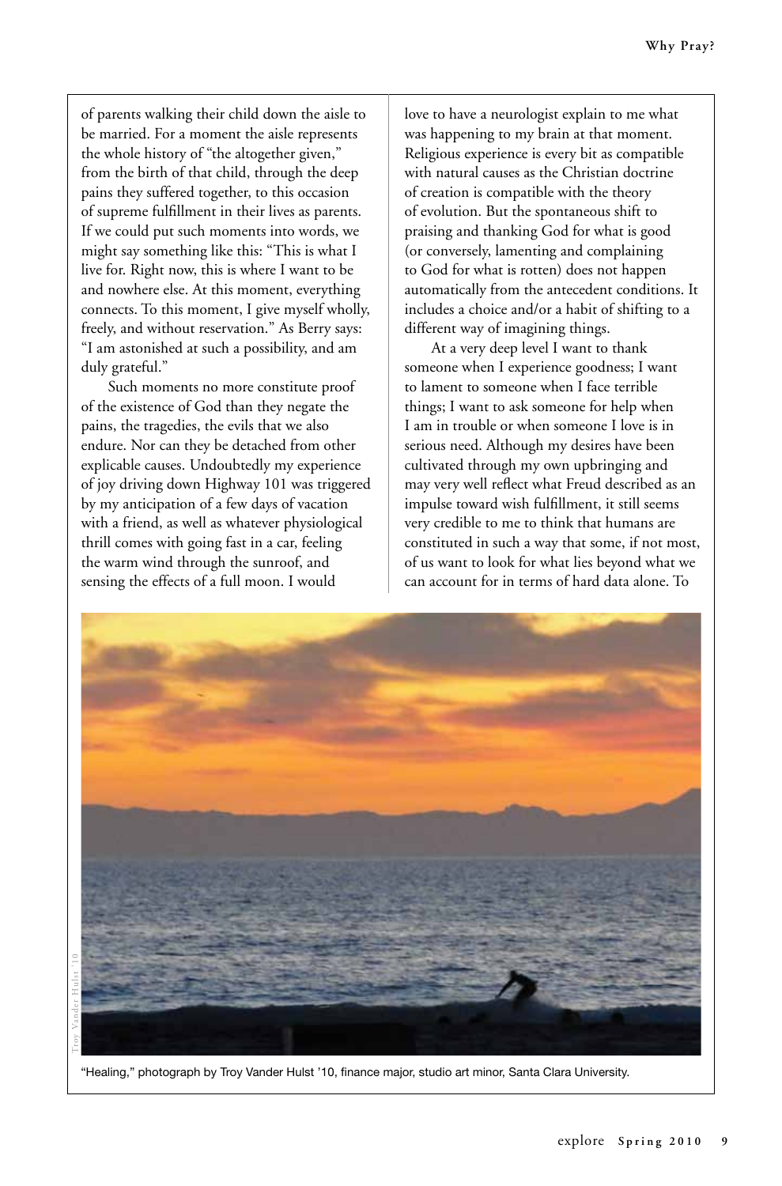of parents walking their child down the aisle to be married. For a moment the aisle represents the whole history of "the altogether given," from the birth of that child, through the deep pains they suffered together, to this occasion of supreme fulfillment in their lives as parents. If we could put such moments into words, we might say something like this: "This is what I live for. Right now, this is where I want to be and nowhere else. At this moment, everything connects. To this moment, I give myself wholly, freely, and without reservation." As Berry says: "I am astonished at such a possibility, and am duly grateful."

Such moments no more constitute proof of the existence of God than they negate the pains, the tragedies, the evils that we also endure. Nor can they be detached from other explicable causes. Undoubtedly my experience of joy driving down Highway 101 was triggered by my anticipation of a few days of vacation with a friend, as well as whatever physiological thrill comes with going fast in a car, feeling the warm wind through the sunroof, and sensing the effects of a full moon. I would love to have a neurologist explain to me what was happening to my brain at that moment. Religious experience is every bit as compatible with natural causes as the Christian doctrine of creation is compatible with the theory of evolution. But the spontaneous shift to praising and thanking God for what is good (or conversely, lamenting and complaining to God for what is rotten) does not happen automatically from the antecedent conditions. It includes a choice and/or a habit of shifting to a different way of imagining things.

At a very deep level I want to thank someone when I experience goodness; I want to lament to someone when I face terrible things; I want to ask someone for help when I am in trouble or when someone I love is in serious need. Although my desires have been cultivated through my own upbringing and may very well reflect what Freud described as an impulse toward wish fulfillment, it still seems very credible to me to think that humans are constituted in such a way that some, if not most, of us want to look for what lies beyond what we can account for in terms of hard data alone. To

Troy Vander Hulst '10

"Healing," photograph by Troy Vander Hulst '10, finance major, studio art minor, Santa Clara University.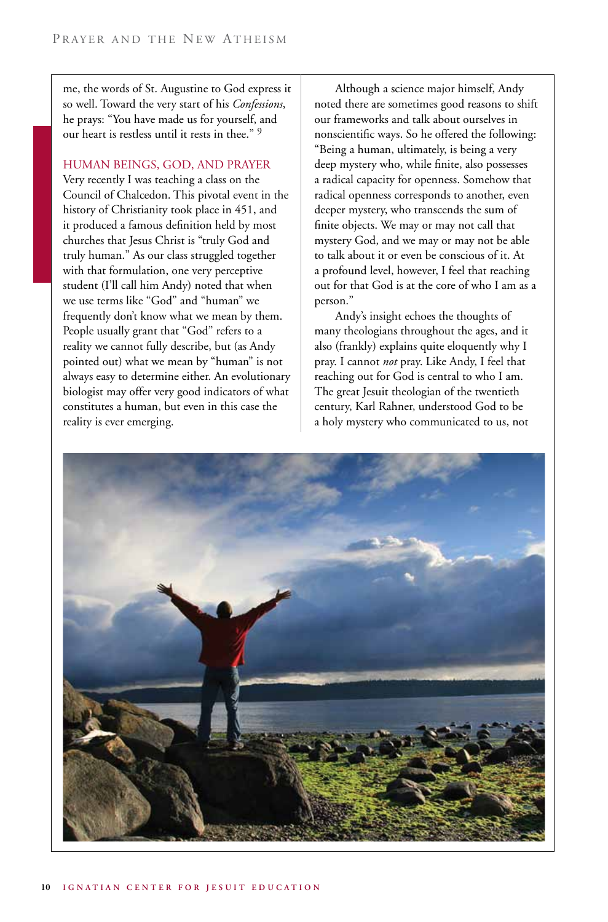me, the words of St. Augustine to God express it so well. Toward the very start of his *Confessions*, he prays: "You have made us for yourself, and our heart is restless until it rests in thee." [9]

## HUMAN BEINGS, GOD, AND PRAYER

Very recently I was teaching a class on the Council of Chalcedon. This pivotal event in the history of Christianity took place in 451, and it produced a famous definition held by most churches that Jesus Christ is "truly God and truly human." As our class struggled together with that formulation, one very perceptive student (I'll call him Andy) noted that when we use terms like "God" and "human" we frequently don't know what we mean by them. People usually grant that "God" refers to a reality we cannot fully describe, but (as Andy pointed out) what we mean by "human" is not always easy to determine either. An evolutionary biologist may offer very good indicators of what constitutes a human, but even in this case the reality is ever emerging.

Although a science major himself, Andy noted there are sometimes good reasons to shift our frameworks and talk about ourselves in nonscientific ways. So he offered the following: "Being a human, ultimately, is being a very deep mystery who, while finite, also possesses a radical capacity for openness. Somehow that radical openness corresponds to another, even deeper mystery, who transcends the sum of finite objects. We may or may not call that mystery God, and we may or may not be able to talk about it or even be conscious of it. At a profound level, however, I feel that reaching out for that God is at the core of who I am as a person."

Andy's insight echoes the thoughts of many theologians throughout the ages, and it also (frankly) explains quite eloquently why I pray. I cannot *not* pray. Like Andy, I feel that reaching out for God is central to who I am. The great Jesuit theologian of the twentieth century, Karl Rahner, understood God to be a holy mystery who communicated to us, not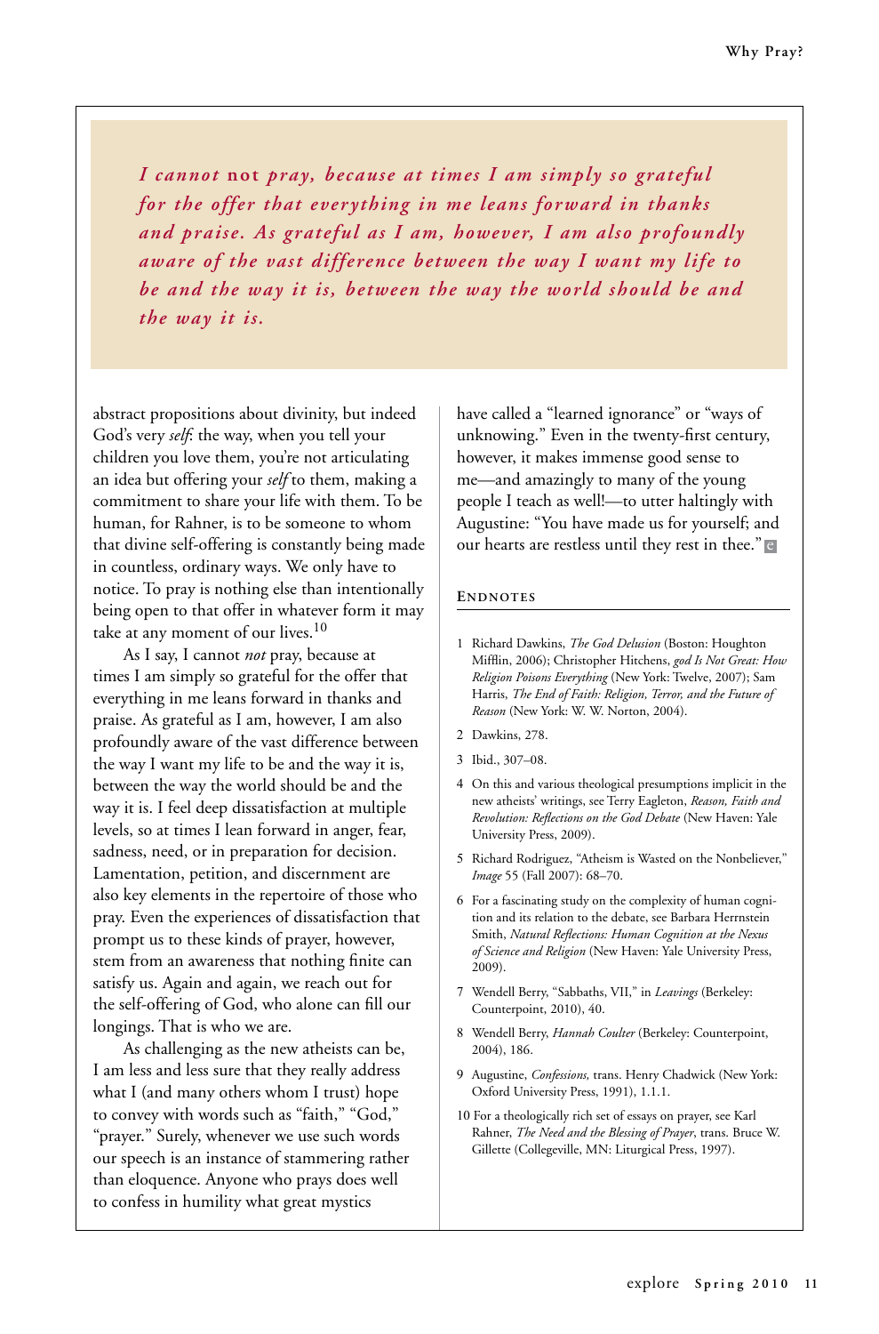> *I cannot* **not** *pray, because at times I am simply so grateful for the offer that everything in me leans forward in thanks and praise. As grateful as I am, however, I am also profoundly aware of the vast difference between the way I want my life to be and the way it is, between the way the world should be and the way it is.*

abstract propositions about divinity, but indeed God's very *self*: the way, when you tell your children you love them, you're not articulating an idea but offering your *self* to them, making a commitment to share your life with them. To be human, for Rahner, is to be someone to whom that divine self-offering is constantly being made in countless, ordinary ways. We only have to notice. To pray is nothing else than intentionally being open to that offer in whatever form it may take at any moment of our lives.[10]

As I say, I cannot *not* pray, because at times I am simply so grateful for the offer that everything in me leans forward in thanks and praise. As grateful as I am, however, I am also profoundly aware of the vast difference between the way I want my life to be and the way it is, between the way the world should be and the way it is. I feel deep dissatisfaction at multiple levels, so at times I lean forward in anger, fear, sadness, need, or in preparation for decision. Lamentation, petition, and discernment are also key elements in the repertoire of those who pray. Even the experiences of dissatisfaction that prompt us to these kinds of prayer, however, stem from an awareness that nothing finite can satisfy us. Again and again, we reach out for the self-offering of God, who alone can fill our longings. That is who we are.

As challenging as the new atheists can be, I am less and less sure that they really address what I (and many others whom I trust) hope to convey with words such as "faith," "God," "prayer." Surely, whenever we use such words our speech is an instance of stammering rather than eloquence. Anyone who prays does well to confess in humility what great mystics have called a "learned ignorance" or "ways of unknowing." Even in the twenty-first century, however, it makes immense good sense to me—and amazingly to many of the young people I teach as well!—to utter haltingly with Augustine: "You have made us for yourself; and our hearts are restless until they rest in thee."

## Endnotes

1 Richard Dawkins, *The God Delusion* (Boston: Houghton Mifflin, 2006); Christopher Hitchens, *god Is Not Great: How Religion Poisons Everything* (New York: Twelve, 2007); Sam Harris, *The End of Faith: Religion, Terror, and the Future of Reason* (New York: W. W. Norton, 2004).

2 Dawkins, 278.

3 Ibid., 307–08.

4 On this and various theological presumptions implicit in the new atheists' writings, see Terry Eagleton, *Reason, Faith and Revolution: Reflections on the God Debate* (New Haven: Yale University Press, 2009).

5 Richard Rodriguez, "Atheism is Wasted on the Nonbeliever," *Image* 55 (Fall 2007): 68–70.

6 For a fascinating study on the complexity of human cognition and its relation to the debate, see Barbara Herrnstein Smith, *Natural Reflections: Human Cognition at the Nexus of Science and Religion* (New Haven: Yale University Press, 2009).

7 Wendell Berry, "Sabbaths, VII," in *Leavings* (Berkeley: Counterpoint, 2010), 40.

8 Wendell Berry, *Hannah Coulter* (Berkeley: Counterpoint, 2004), 186.

9 Augustine, *Confessions,* trans. Henry Chadwick (New York: Oxford University Press, 1991), 1.1.1.

10 For a theologically rich set of essays on prayer, see Karl Rahner, *The Need and the Blessing of Prayer*, trans. Bruce W. Gillette (Collegeville, MN: Liturgical Press, 1997).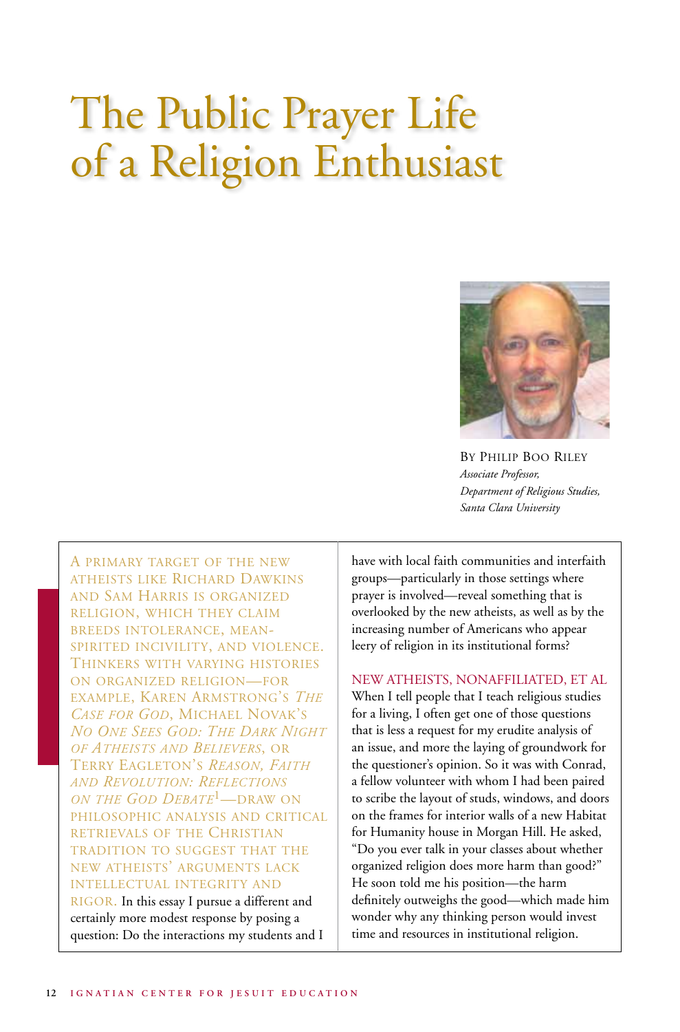# The Public Prayer Life of a Religion Enthusiast

By Philip Boo Riley
*Associate Professor,*
*Department of Religious Studies,*
*Santa Clara University*

A primary target of the new atheists like Richard Dawkins and Sam Harris is organized religion, which they claim breeds intolerance, mean-spirited incivility, and violence. Thinkers with varying histories on organized religion—for example, Karen Armstrong's *The Case for God*, Michael Novak's *No One Sees God: The Dark Night of Atheists and Believers*, or Terry Eagleton's *Reason, Faith and Revolution: Reflections on the God Debate*[1]—draw on philosophic analysis and critical retrievals of the Christian tradition to suggest that the new atheists' arguments lack intellectual integrity and rigor. In this essay I pursue a different and certainly more modest response by posing a question: Do the interactions my students and I have with local faith communities and interfaith groups—particularly in those settings where prayer is involved—reveal something that is overlooked by the new atheists, as well as by the increasing number of Americans who appear leery of religion in its institutional forms?

## New Atheists, Nonaffiliated, et al

When I tell people that I teach religious studies for a living, I often get one of those questions that is less a request for my erudite analysis of an issue, and more the laying of groundwork for the questioner's opinion. So it was with Conrad, a fellow volunteer with whom I had been paired to scribe the layout of studs, windows, and doors on the frames for interior walls of a new Habitat for Humanity house in Morgan Hill. He asked, "Do you ever talk in your classes about whether organized religion does more harm than good?" He soon told me his position—the harm definitely outweighs the good—which made him wonder why any thinking person would invest time and resources in institutional religion.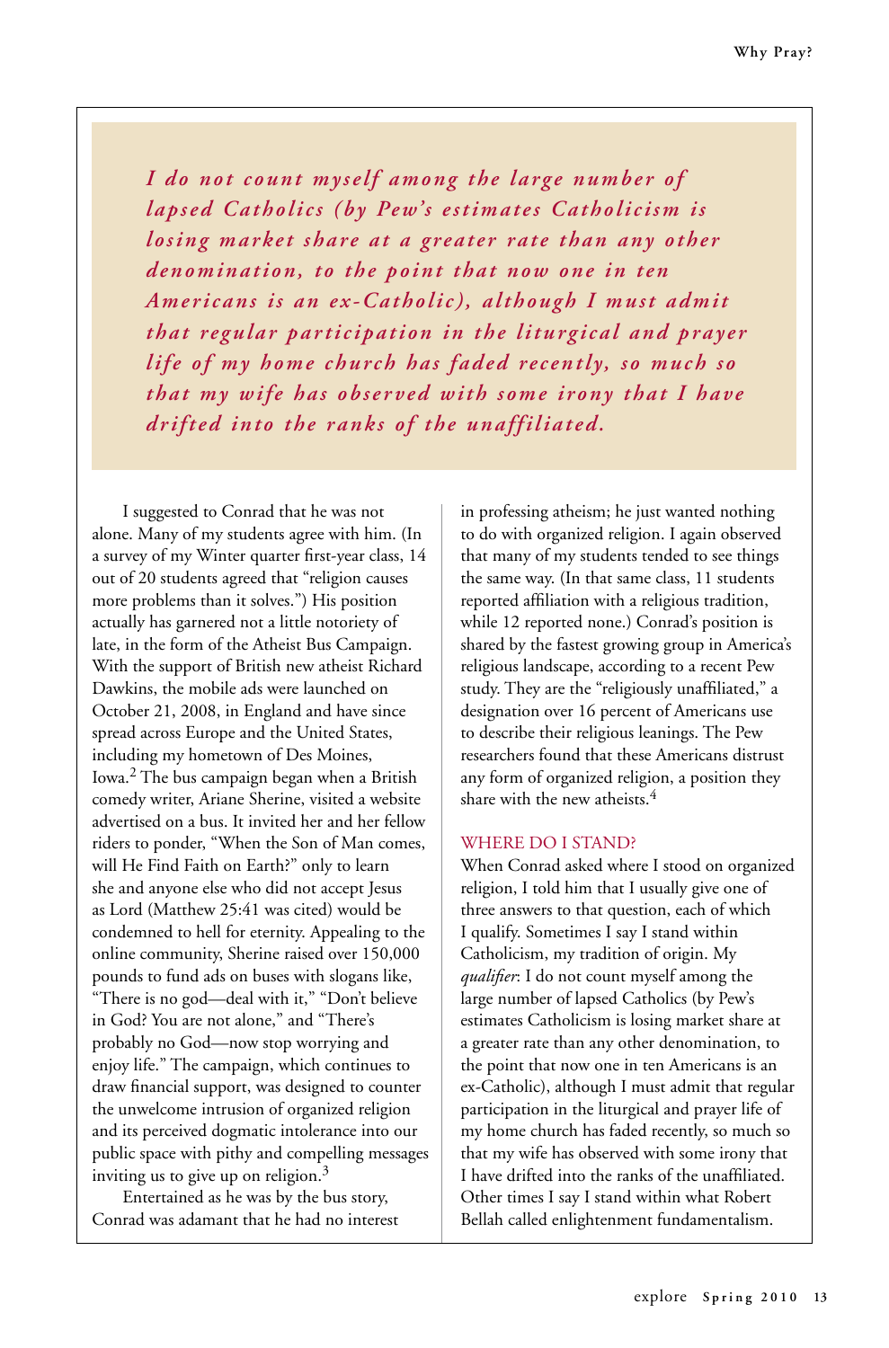*I do not count myself among the large number of lapsed Catholics (by Pew's estimates Catholicism is losing market share at a greater rate than any other denomination, to the point that now one in ten Americans is an ex-Catholic), although I must admit that regular participation in the liturgical and prayer life of my home church has faded recently, so much so that my wife has observed with some irony that I have drifted into the ranks of the unaffiliated.*

I suggested to Conrad that he was not alone. Many of my students agree with him. (In a survey of my Winter quarter first-year class, 14 out of 20 students agreed that "religion causes more problems than it solves.") His position actually has garnered not a little notoriety of late, in the form of the Atheist Bus Campaign. With the support of British new atheist Richard Dawkins, the mobile ads were launched on October 21, 2008, in England and have since spread across Europe and the United States, including my hometown of Des Moines, Iowa.[2] The bus campaign began when a British comedy writer, Ariane Sherine, visited a website advertised on a bus. It invited her and her fellow riders to ponder, "When the Son of Man comes, will He Find Faith on Earth?" only to learn she and anyone else who did not accept Jesus as Lord (Matthew 25:41 was cited) would be condemned to hell for eternity. Appealing to the online community, Sherine raised over 150,000 pounds to fund ads on buses with slogans like, "There is no god—deal with it," "Don't believe in God? You are not alone," and "There's probably no God—now stop worrying and enjoy life." The campaign, which continues to draw financial support, was designed to counter the unwelcome intrusion of organized religion and its perceived dogmatic intolerance into our public space with pithy and compelling messages inviting us to give up on religion.[3]

Entertained as he was by the bus story, Conrad was adamant that he had no interest in professing atheism; he just wanted nothing to do with organized religion. I again observed that many of my students tended to see things the same way. (In that same class, 11 students reported affiliation with a religious tradition, while 12 reported none.) Conrad's position is shared by the fastest growing group in America's religious landscape, according to a recent Pew study. They are the "religiously unaffiliated," a designation over 16 percent of Americans use to describe their religious leanings. The Pew researchers found that these Americans distrust any form of organized religion, a position they share with the new atheists.[4]

## WHERE DO I STAND?

When Conrad asked where I stood on organized religion, I told him that I usually give one of three answers to that question, each of which I qualify. Sometimes I say I stand within Catholicism, my tradition of origin. My *qualifier*: I do not count myself among the large number of lapsed Catholics (by Pew's estimates Catholicism is losing market share at a greater rate than any other denomination, to the point that now one in ten Americans is an ex-Catholic), although I must admit that regular participation in the liturgical and prayer life of my home church has faded recently, so much so that my wife has observed with some irony that I have drifted into the ranks of the unaffiliated. Other times I say I stand within what Robert Bellah called enlightenment fundamentalism.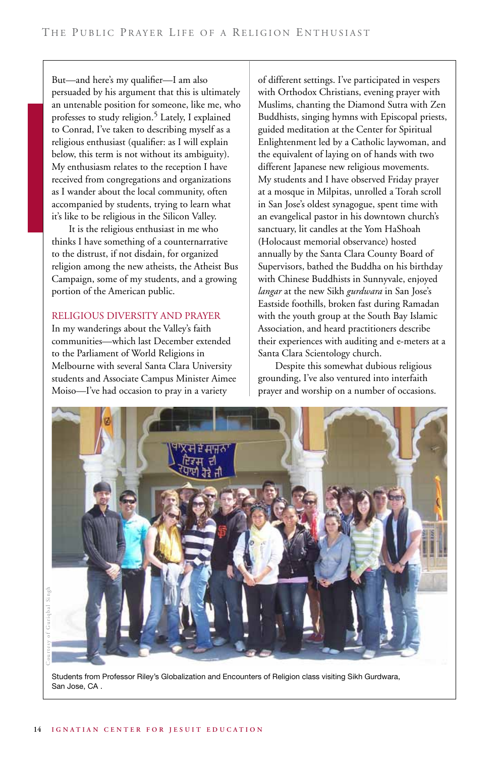But—and here's my qualifier—I am also persuaded by his argument that this is ultimately an untenable position for someone, like me, who professes to study religion.[5] Lately, I explained to Conrad, I've taken to describing myself as a religious enthusiast (qualifier: as I will explain below, this term is not without its ambiguity). My enthusiasm relates to the reception I have received from congregations and organizations as I wander about the local community, often accompanied by students, trying to learn what it's like to be religious in the Silicon Valley.

It is the religious enthusiast in me who thinks I have something of a counternarrative to the distrust, if not disdain, for organized religion among the new atheists, the Atheist Bus Campaign, some of my students, and a growing portion of the American public.

## RELIGIOUS DIVERSITY AND PRAYER

In my wanderings about the Valley's faith communities—which last December extended to the Parliament of World Religions in Melbourne with several Santa Clara University students and Associate Campus Minister Aimee Moiso—I've had occasion to pray in a variety of different settings. I've participated in vespers with Orthodox Christians, evening prayer with Muslims, chanting the Diamond Sutra with Zen Buddhists, singing hymns with Episcopal priests, guided meditation at the Center for Spiritual Enlightenment led by a Catholic laywoman, and the equivalent of laying on of hands with two different Japanese new religious movements. My students and I have observed Friday prayer at a mosque in Milpitas, unrolled a Torah scroll in San Jose's oldest synagogue, spent time with an evangelical pastor in his downtown church's sanctuary, lit candles at the Yom HaShoah (Holocaust memorial observance) hosted annually by the Santa Clara County Board of Supervisors, bathed the Buddha on his birthday with Chinese Buddhists in Sunnyvale, enjoyed *langar* at the new Sikh *gurdwara* in San Jose's Eastside foothills, broken fast during Ramadan with the youth group at the South Bay Islamic Association, and heard practitioners describe their experiences with auditing and e-meters at a Santa Clara Scientology church.

Despite this somewhat dubious religious grounding, I've also ventured into interfaith prayer and worship on a number of occasions.

Courtesy of Guriqbal Singh

Students from Professor Riley's Globalization and Encounters of Religion class visiting Sikh Gurdwara, San Jose, CA .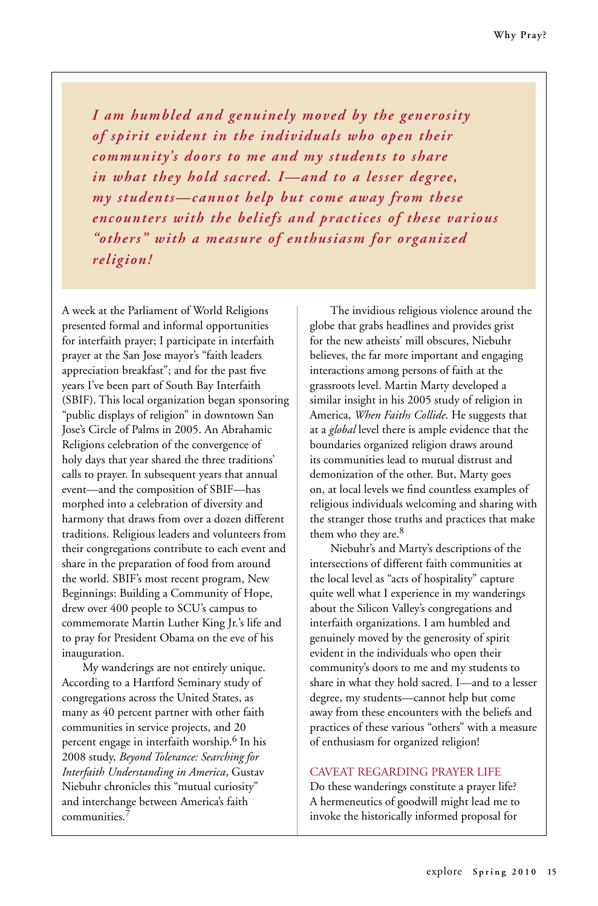*I am humbled and genuinely moved by the generosity of spirit evident in the individuals who open their community's doors to me and my students to share in what they hold sacred. I—and to a lesser degree, my students—cannot help but come away from these encounters with the beliefs and practices of these various "others" with a measure of enthusiasm for organized religion!*

A week at the Parliament of World Religions presented formal and informal opportunities for interfaith prayer; I participate in interfaith prayer at the San Jose mayor's "faith leaders appreciation breakfast"; and for the past five years I've been part of South Bay Interfaith (SBIF). This local organization began sponsoring "public displays of religion" in downtown San José's Circle of Palms in 2005. An Abrahamic Religions celebration of the convergence of holy days that year shared the three traditions' calls to prayer. In subsequent years that annual event—and the composition of SBIF—has morphed into a celebration of diversity and harmony that draws from over a dozen different traditions. Religious leaders and volunteers from their congregations contribute to each event and share in the preparation of food from around the world. SBIF's most recent program, New Beginnings: Building a Community of Hope, drew over 400 people to SCU's campus to commemorate Martin Luther King Jr.'s life and to pray for President Obama on the eve of his inauguration.

My wanderings are not entirely unique. According to a Hartford Seminary study of congregations across the United States, as many as 40 percent partner with other faith communities in service projects, and 20 percent engage in interfaith worship.[6] In his 2008 study, *Beyond Tolerance: Searching for Interfaith Understanding in America*, Gustav Niebuhr chronicles this "mutual curiosity" and interchange between America's faith communities.[7]

The invidious religious violence around the globe that grabs headlines and provides grist for the new atheists' mill obscures, Niebuhr believes, the far more important and engaging interactions among persons of faith at the grassroots level. Martin Marty developed a similar insight in his 2005 study of religion in America, *When Faiths Collide*. He suggests that at a *global* level there is ample evidence that the boundaries organized religion draws around its communities lead to mutual distrust and demonization of the other. But, Marty goes on, at local levels we find countless examples of religious individuals welcoming and sharing with the stranger those truths and practices that make them who they are.[8]

Niebuhr's and Marty's descriptions of the intersections of different faith communities at the local level as "acts of hospitality" capture quite well what I experience in my wanderings about the Silicon Valley's congregations and interfaith organizations. I am humbled and genuinely moved by the generosity of spirit evident in the individuals who open their community's doors to me and my students to share in what they hold sacred. I—and to a lesser degree, my students—cannot help but come away from these encounters with the beliefs and practices of these various "others" with a measure of enthusiasm for organized religion!

## CAVEAT REGARDING PRAYER LIFE

Do these wanderings constitute a prayer life? A hermeneutics of goodwill might lead me to invoke the historically informed proposal for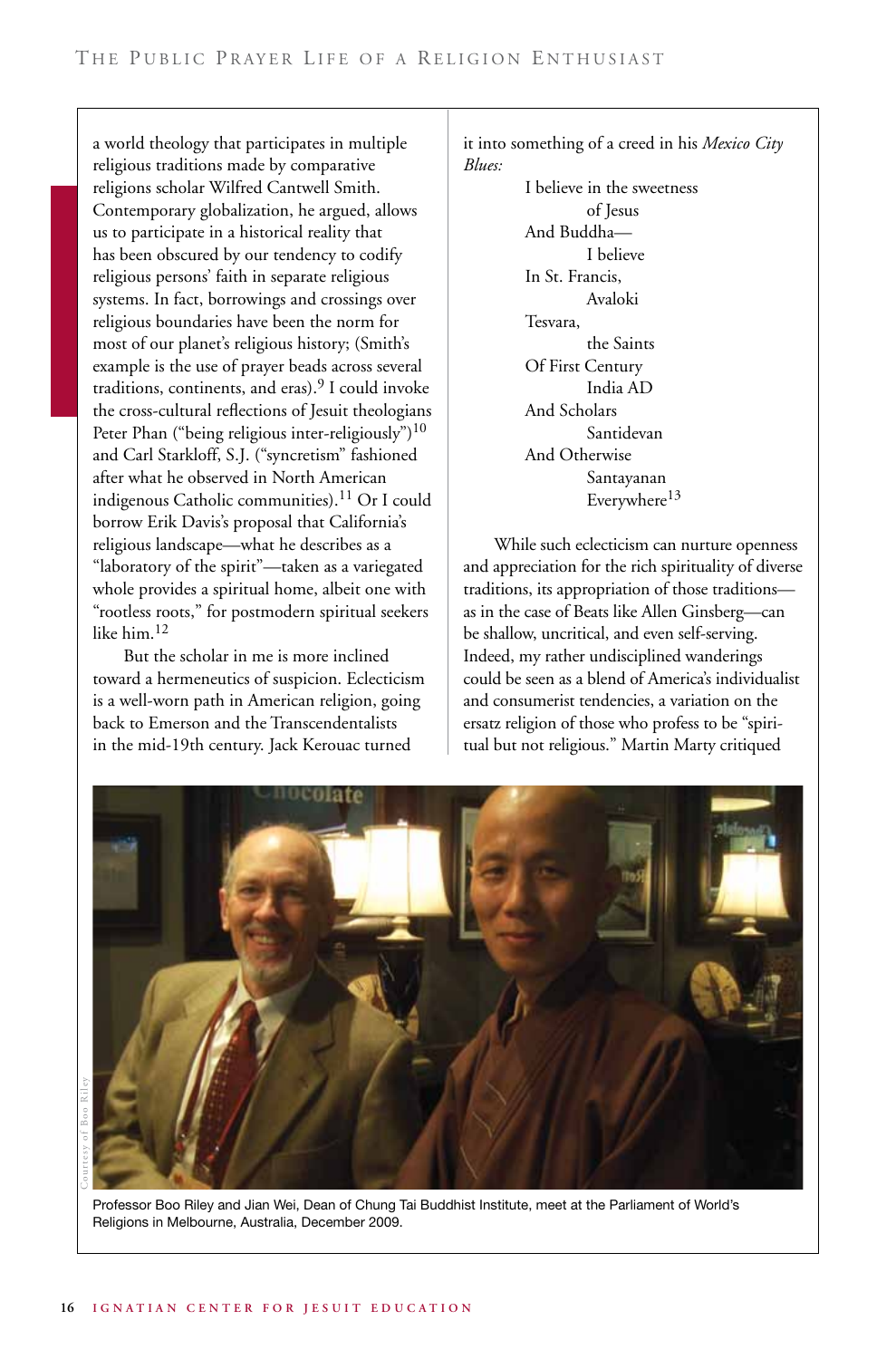a world theology that participates in multiple religious traditions made by comparative religions scholar Wilfred Cantwell Smith. Contemporary globalization, he argued, allows us to participate in a historical reality that has been obscured by our tendency to codify religious persons' faith in separate religious systems. In fact, borrowings and crossings over religious boundaries have been the norm for most of our planet's religious history; (Smith's example is the use of prayer beads across several traditions, continents, and eras).[9] I could invoke the cross-cultural reflections of Jesuit theologians Peter Phan ("being religious inter-religiously")[10] and Carl Starkloff, S.J. ("syncretism" fashioned after what he observed in North American indigenous Catholic communities).[11] Or I could borrow Erik Davis's proposal that California's religious landscape—what he describes as a "laboratory of the spirit"—taken as a variegated whole provides a spiritual home, albeit one with "rootless roots," for postmodern spiritual seekers like him.[12]

But the scholar in me is more inclined toward a hermeneutics of suspicion. Eclecticism is a well-worn path in American religion, going back to Emerson and the Transcendentalists in the mid-19th century. Jack Kerouac turned it into something of a creed in his *Mexico City Blues:*

> I believe in the sweetness
> of Jesus
> And Buddha—
> I believe
> In St. Francis,
> Avaloki
> Tesvara,
> the Saints
> Of First Century
> India AD
> And Scholars
> Santidevan
> And Otherwise
> Santayanan
> Everywhere[13]

While such eclecticism can nurture openness and appreciation for the rich spirituality of diverse traditions, its appropriation of those traditions—as in the case of Beats like Allen Ginsberg—can be shallow, uncritical, and even self-serving. Indeed, my rather undisciplined wanderings could be seen as a blend of America's individualist and consumerist tendencies, a variation on the ersatz religion of those who profess to be "spiritual but not religious." Martin Marty critiqued

Courtesy of Boo Riley

Professor Boo Riley and Jian Wei, Dean of Chung Tai Buddhist Institute, meet at the Parliament of World's Religions in Melbourne, Australia, December 2009.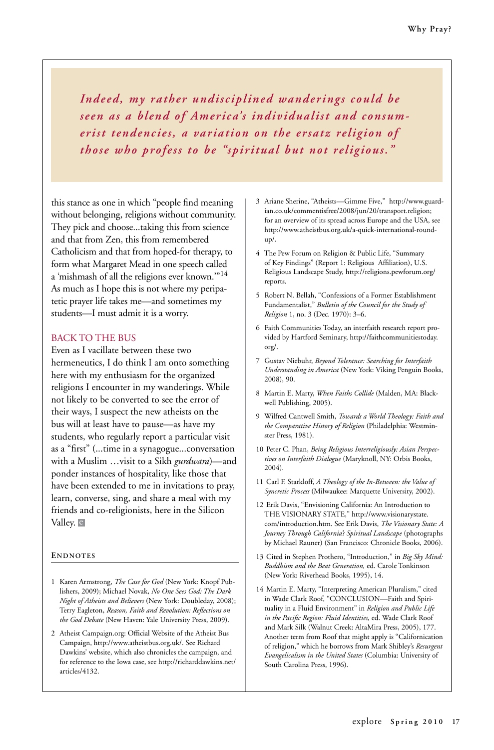> *Indeed, my rather undisciplined wanderings could be seen as a blend of America's individualist and consumerist tendencies, a variation on the ersatz religion of those who profess to be "spiritual but not religious."*

this stance as one in which "people find meaning without belonging, religions without community. They pick and choose...taking this from science and that from Zen, this from remembered Catholicism and that from hoped-for therapy, to form what Margaret Mead in one speech called a 'mishmash of all the religions ever known.'"[14] As much as I hope this is not where my peripatetic prayer life takes me—and sometimes my students—I must admit it is a worry.

## BACK TO THE BUS

Even as I vacillate between these two hermeneutics, I do think I am onto something here with my enthusiasm for the organized religions I encounter in my wanderings. While not likely to be converted to see the error of their ways, I suspect the new atheists on the bus will at least have to pause—as have my students, who regularly report a particular visit as a "first" (...time in a synagogue...conversation with a Muslim …visit to a Sikh *gurdwara*)—and ponder instances of hospitality, like those that have been extended to me in invitations to pray, learn, converse, sing, and share a meal with my friends and co-religionists, here in the Silicon Valley.

### ENDNOTES

1. Karen Armstrong, *The Case for God* (New York: Knopf Publishers, 2009); Michael Novak, *No One Sees God: The Dark Night of Atheists and Believers* (New York: Doubleday, 2008); Terry Eagleton, *Reason, Faith and Revolution: Reflections on the God Debate* (New Haven: Yale University Press, 2009).
2. Atheist Campaign.org: Official Website of the Atheist Bus Campaign, http://www.atheistbus.org.uk/. See Richard Dawkins' website, which also chronicles the campaign, and for reference to the Iowa case, see http://richarddawkins.net/articles/4132.
3. Ariane Sherine, "Atheists—Gimme Five," http://www.guardian.co.uk/commentisfree/2008/jun/20/transport.religion; for an overview of its spread across Europe and the USA, see http://www.atheistbus.org.uk/a-quick-international-roundup/.
4. The Pew Forum on Religion & Public Life, "Summary of Key Findings" (Report 1: Religious Affiliation), U.S. Religious Landscape Study, http://religions.pewforum.org/reports.
5. Robert N. Bellah, "Confessions of a Former Establishment Fundamentalist," *Bulletin of the Council for the Study of Religion* 1, no. 3 (Dec. 1970): 3–6.
6. Faith Communities Today, an interfaith research report provided by Hartford Seminary, http://faithcommunitiestoday.org/.
7. Gustav Niebuhr, *Beyond Tolerance: Searching for Interfaith Understanding in America* (New York: Viking Penguin Books, 2008), 90.
8. Martin E. Marty, *When Faiths Collide* (Malden, MA: Blackwell Publishing, 2005).
9. Wilfred Cantwell Smith, *Towards a World Theology: Faith and the Comparative History of Religion* (Philadelphia: Westminster Press, 1981).
10. Peter C. Phan, *Being Religious Interreligiously: Asian Perspectives on Interfaith Dialogue* (Maryknoll, NY: Orbis Books, 2004).
11. Carl F. Starkloff, *A Theology of the In-Between: the Value of Syncretic Process* (Milwaukee: Marquette University, 2002).
12. Erik Davis, "Envisioning California: An Introduction to THE VISIONARY STATE," http://www.visionarystate.com/introduction.htm. See Erik Davis, *The Visionary State: A Journey Through California's Spiritual Landscape* (photographs by Michael Rauner) (San Francisco: Chronicle Books, 2006).
13. Cited in Stephen Prothero, "Introduction," in *Big Sky Mind: Buddhism and the Beat Generation,* ed. Carole Tonkinson (New York: Riverhead Books, 1995), 14.
14. Martin E. Marty, "Interpreting American Pluralism," cited in Wade Clark Roof, "CONCLUSION—Faith and Spirituality in a Fluid Environment" in *Religion and Public Life in the Pacific Region: Fluid Identities,* ed. Wade Clark Roof and Mark Silk (Walnut Creek: AltaMira Press, 2005), 177. Another term from Roof that might apply is "Californication of religion," which he borrows from Mark Shibley's *Resurgent Evangelicalism in the United States* (Columbia: University of South Carolina Press, 1996).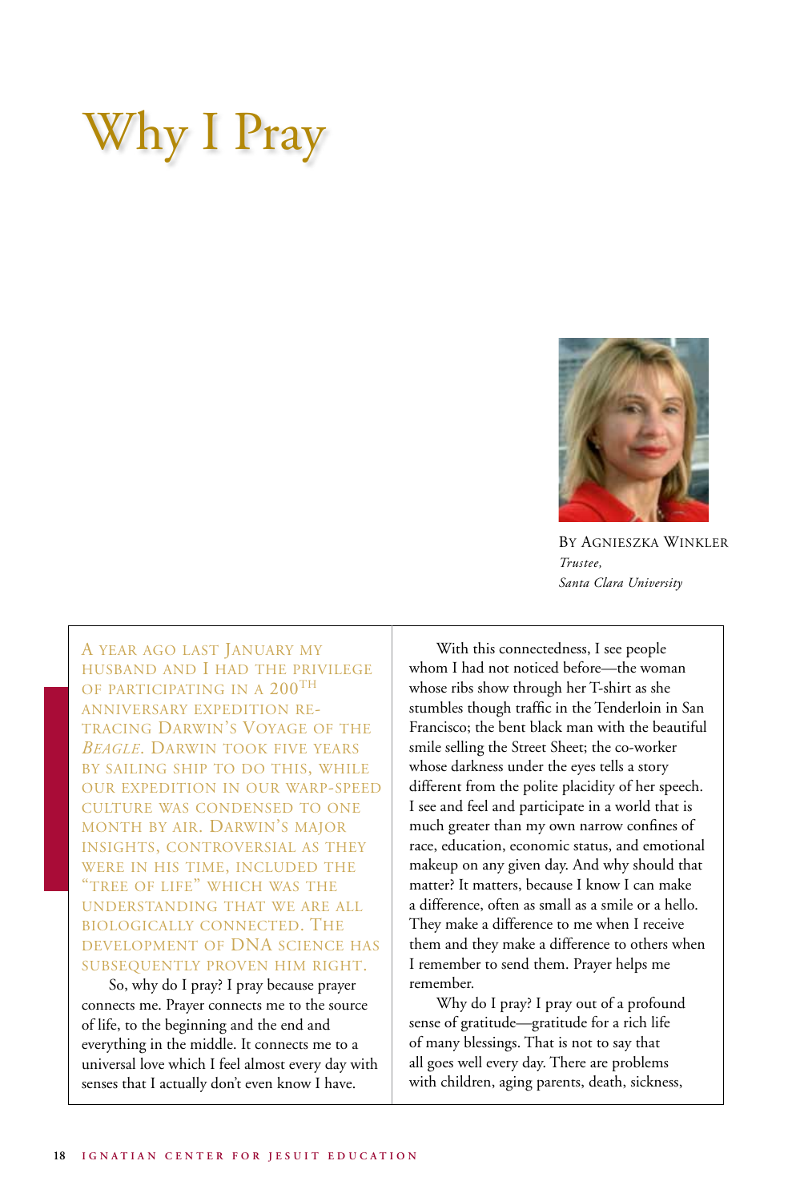# Why I Pray

By Agnieszka Winkler
*Trustee,*
*Santa Clara University*

A year ago last January my husband and I had the privilege of participating in a 200th anniversary expedition re-tracing Darwin's Voyage of the *Beagle*. Darwin took five years by sailing ship to do this, while our expedition in our warp-speed culture was condensed to one month by air. Darwin's major insights, controversial as they were in his time, included the "tree of life" which was the understanding that we are all biologically connected. The development of DNA science has subsequently proven him right.

So, why do I pray? I pray because prayer connects me. Prayer connects me to the source of life, to the beginning and the end and everything in the middle. It connects me to a universal love which I feel almost every day with senses that I actually don't even know I have.

With this connectedness, I see people whom I had not noticed before—the woman whose ribs show through her T-shirt as she stumbles though traffic in the Tenderloin in San Francisco; the bent black man with the beautiful smile selling the Street Sheet; the co-worker whose darkness under the eyes tells a story different from the polite placidity of her speech. I see and feel and participate in a world that is much greater than my own narrow confines of race, education, economic status, and emotional makeup on any given day. And why should that matter? It matters, because I know I can make a difference, often as small as a smile or a hello. They make a difference to me when I receive them and they make a difference to others when I remember to send them. Prayer helps me remember.

Why do I pray? I pray out of a profound sense of gratitude—gratitude for a rich life of many blessings. That is not to say that all goes well every day. There are problems with children, aging parents, death, sickness,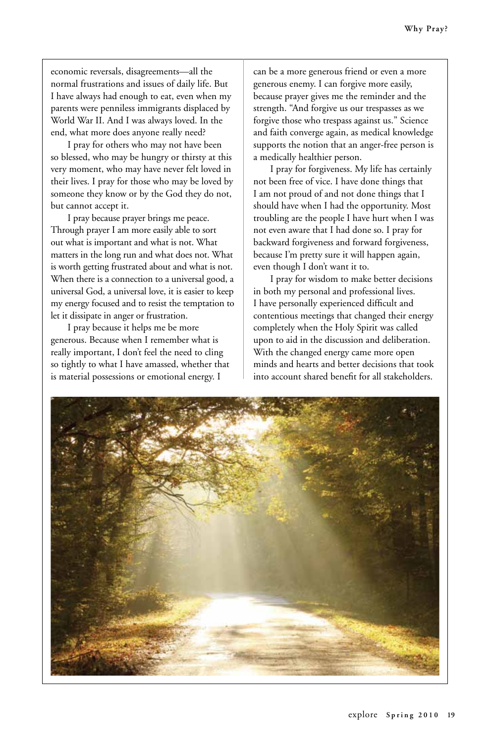economic reversals, disagreements—all the normal frustrations and issues of daily life. But I have always had enough to eat, even when my parents were penniless immigrants displaced by World War II. And I was always loved. In the end, what more does anyone really need?

I pray for others who may not have been so blessed, who may be hungry or thirsty at this very moment, who may have never felt loved in their lives. I pray for those who may be loved by someone they know or by the God they do not, but cannot accept it.

I pray because prayer brings me peace. Through prayer I am more easily able to sort out what is important and what is not. What matters in the long run and what does not. What is worth getting frustrated about and what is not. When there is a connection to a universal good, a universal God, a universal love, it is easier to keep my energy focused and to resist the temptation to let it dissipate in anger or frustration.

I pray because it helps me be more generous. Because when I remember what is really important, I don't feel the need to cling so tightly to what I have amassed, whether that is material possessions or emotional energy. I can be a more generous friend or even a more generous enemy. I can forgive more easily, because prayer gives me the reminder and the strength. "And forgive us our trespasses as we forgive those who trespass against us." Science and faith converge again, as medical knowledge supports the notion that an anger-free person is a medically healthier person.

I pray for forgiveness. My life has certainly not been free of vice. I have done things that I am not proud of and not done things that I should have when I had the opportunity. Most troubling are the people I have hurt when I was not even aware that I had done so. I pray for backward forgiveness and forward forgiveness, because I'm pretty sure it will happen again, even though I don't want it to.

I pray for wisdom to make better decisions in both my personal and professional lives. I have personally experienced difficult and contentious meetings that changed their energy completely when the Holy Spirit was called upon to aid in the discussion and deliberation. With the changed energy came more open minds and hearts and better decisions that took into account shared benefit for all stakeholders.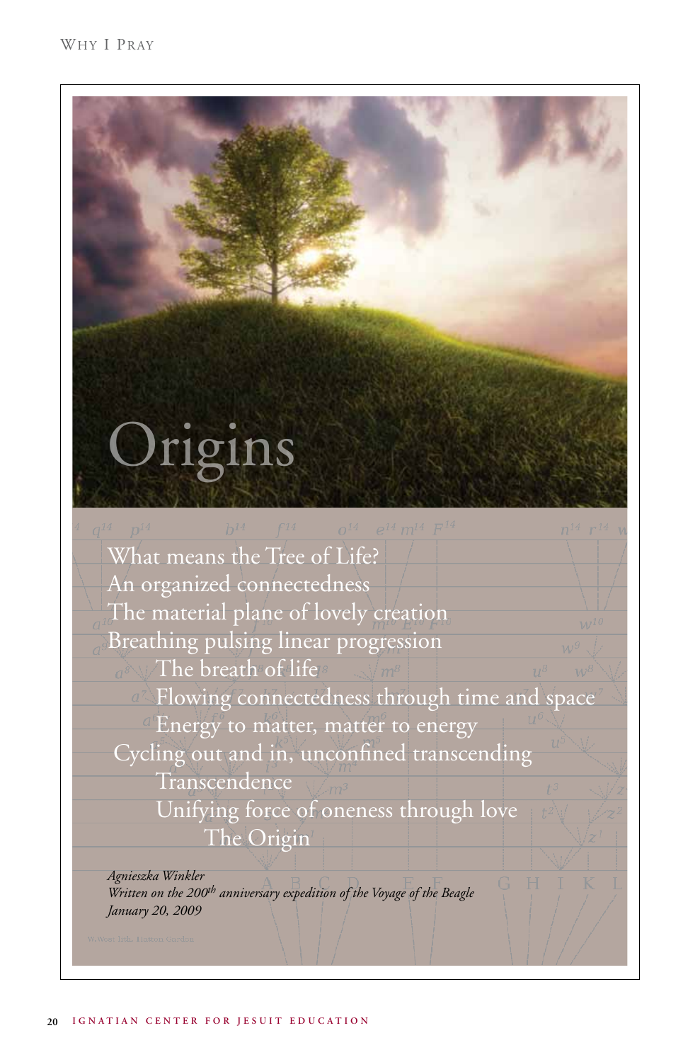# Origins

What means the Tree of Life?
An organized connectedness
The material plane of lovely creation
Breathing pulsing linear progression
The breath of life
Flowing connectedness through time and space
Energy to matter, matter to energy
Cycling out and in, unconfined transcending
Transcendence
Unifying force of oneness through love
The Origin

*Agnieszka Winkler*
*Written on the 200th anniversary expedition of the Voyage of the Beagle*
*January 20, 2009*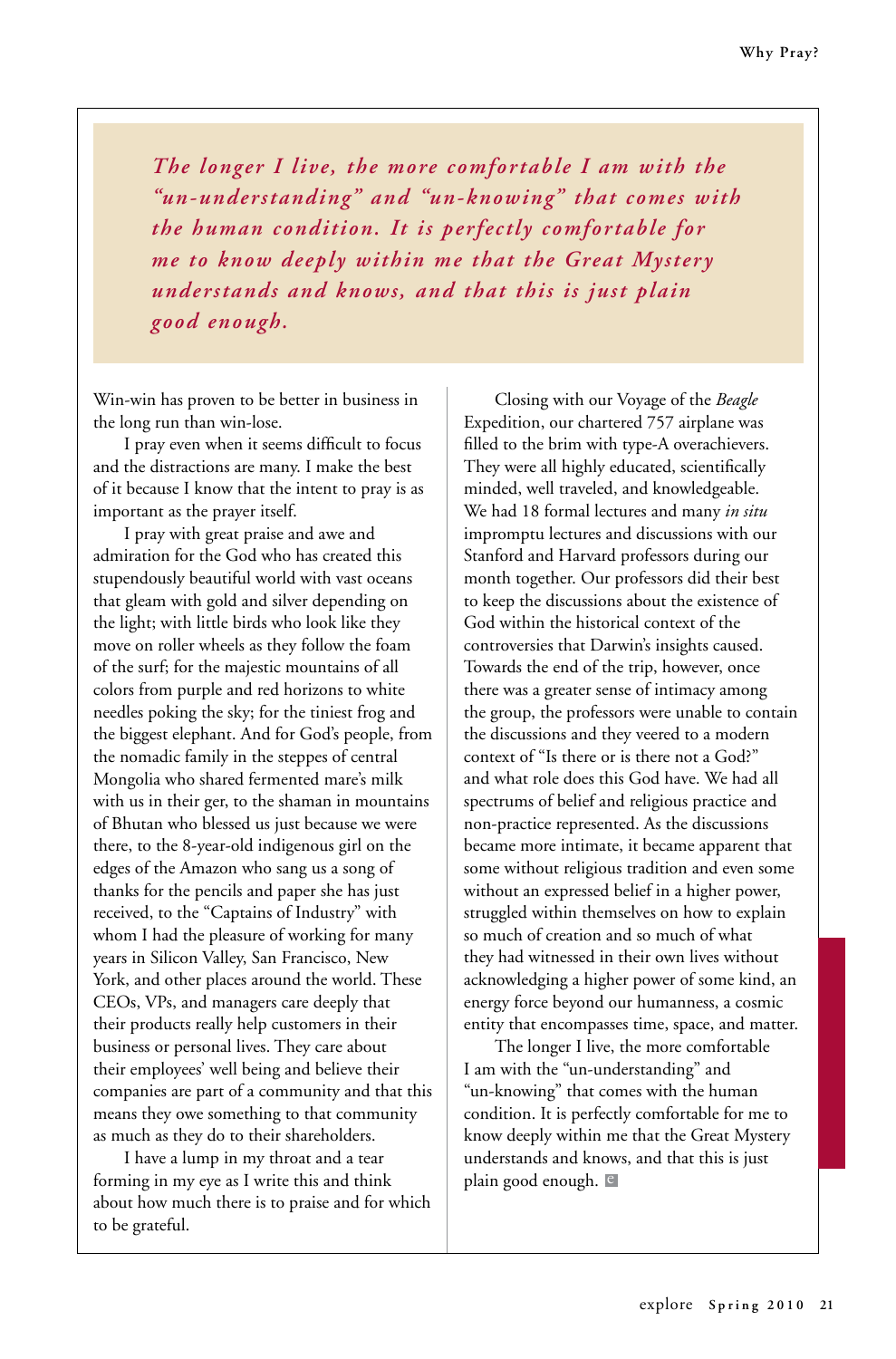*The longer I live, the more comfortable I am with the "un-understanding" and "un-knowing" that comes with the human condition. It is perfectly comfortable for me to know deeply within me that the Great Mystery understands and knows, and that this is just plain good enough.*

Win-win has proven to be better in business in the long run than win-lose.

I pray even when it seems difficult to focus and the distractions are many. I make the best of it because I know that the intent to pray is as important as the prayer itself.

I pray with great praise and awe and admiration for the God who has created this stupendously beautiful world with vast oceans that gleam with gold and silver depending on the light; with little birds who look like they move on roller wheels as they follow the foam of the surf; for the majestic mountains of all colors from purple and red horizons to white needles poking the sky; for the tiniest frog and the biggest elephant. And for God's people, from the nomadic family in the steppes of central Mongolia who shared fermented mare's milk with us in their ger, to the shaman in mountains of Bhutan who blessed us just because we were there, to the 8-year-old indigenous girl on the edges of the Amazon who sang us a song of thanks for the pencils and paper she has just received, to the "Captains of Industry" with whom I had the pleasure of working for many years in Silicon Valley, San Francisco, New York, and other places around the world. These CEOs, VPs, and managers care deeply that their products really help customers in their business or personal lives. They care about their employees' well being and believe their companies are part of a community and that this means they owe something to that community as much as they do to their shareholders.

I have a lump in my throat and a tear forming in my eye as I write this and think about how much there is to praise and for which to be grateful.

Closing with our Voyage of the *Beagle* Expedition, our chartered 757 airplane was filled to the brim with type-A overachievers. They were all highly educated, scientifically minded, well traveled, and knowledgeable. We had 18 formal lectures and many *in situ* impromptu lectures and discussions with our Stanford and Harvard professors during our month together. Our professors did their best to keep the discussions about the existence of God within the historical context of the controversies that Darwin's insights caused. Towards the end of the trip, however, once there was a greater sense of intimacy among the group, the professors were unable to contain the discussions and they veered to a modern context of "Is there or is there not a God?" and what role does this God have. We had all spectrums of belief and religious practice and non-practice represented. As the discussions became more intimate, it became apparent that some without religious tradition and even some without an expressed belief in a higher power, struggled within themselves on how to explain so much of creation and so much of what they had witnessed in their own lives without acknowledging a higher power of some kind, an energy force beyond our humanness, a cosmic entity that encompasses time, space, and matter.

The longer I live, the more comfortable I am with the "un-understanding" and "un-knowing" that comes with the human condition. It is perfectly comfortable for me to know deeply within me that the Great Mystery understands and knows, and that this is just plain good enough.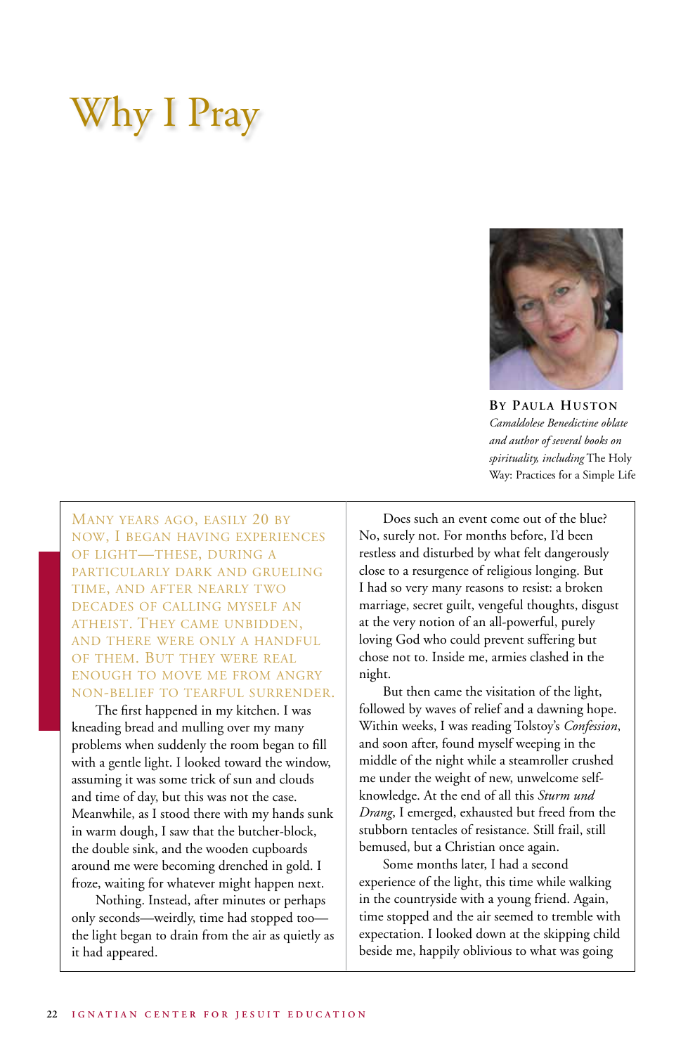# Why I Pray

**By Paula Huston**
*Camaldolese Benedictine oblate and author of several books on spirituality, including* The Holy Way: Practices for a Simple Life

Many years ago, easily 20 by now, I began having experiences of light—these, during a particularly dark and grueling time, and after nearly two decades of calling myself an atheist. They came unbidden, and there were only a handful of them. But they were real enough to move me from angry non-belief to tearful surrender.

The first happened in my kitchen. I was kneading bread and mulling over my many problems when suddenly the room began to fill with a gentle light. I looked toward the window, assuming it was some trick of sun and clouds and time of day, but this was not the case. Meanwhile, as I stood there with my hands sunk in warm dough, I saw that the butcher-block, the double sink, and the wooden cupboards around me were becoming drenched in gold. I froze, waiting for whatever might happen next.

Nothing. Instead, after minutes or perhaps only seconds—weirdly, time had stopped too—the light began to drain from the air as quietly as it had appeared.

Does such an event come out of the blue? No, surely not. For months before, I'd been restless and disturbed by what felt dangerously close to a resurgence of religious longing. But I had so very many reasons to resist: a broken marriage, secret guilt, vengeful thoughts, disgust at the very notion of an all-powerful, purely loving God who could prevent suffering but chose not to. Inside me, armies clashed in the night.

But then came the visitation of the light, followed by waves of relief and a dawning hope. Within weeks, I was reading Tolstoy's *Confession*, and soon after, found myself weeping in the middle of the night while a steamroller crushed me under the weight of new, unwelcome self-knowledge. At the end of all this *Sturm und Drang*, I emerged, exhausted but freed from the stubborn tentacles of resistance. Still frail, still bemused, but a Christian once again.

Some months later, I had a second experience of the light, this time while walking in the countryside with a young friend. Again, time stopped and the air seemed to tremble with expectation. I looked down at the skipping child beside me, happily oblivious to what was going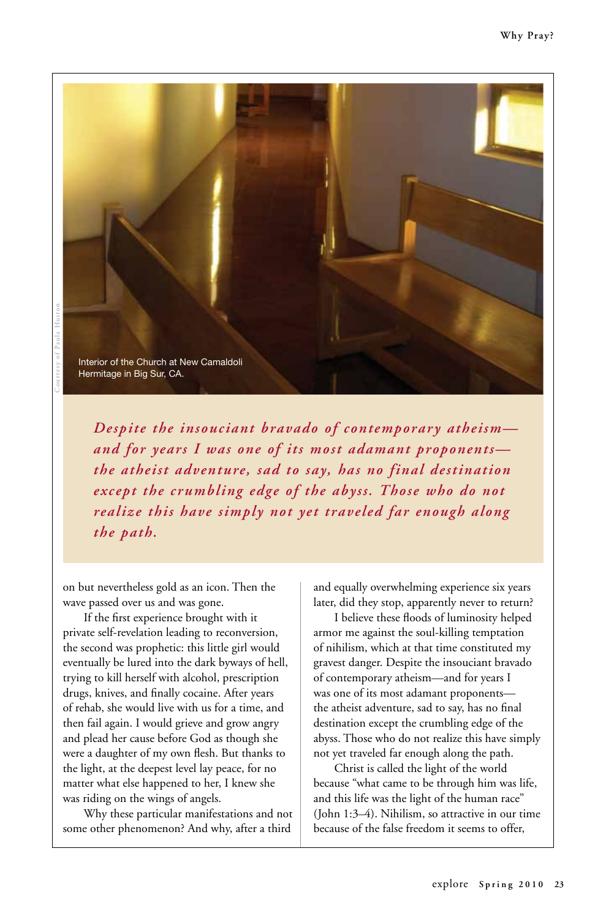Interior of the Church at New Camaldoli Hermitage in Big Sur, CA.

Courtesy of Paula Huston

> *Despite the insouciant bravado of contemporary atheism—and for years I was one of its most adamant proponents—the atheist adventure, sad to say, has no final destination except the crumbling edge of the abyss. Those who do not realize this have simply not yet traveled far enough along the path.*

on but nevertheless gold as an icon. Then the wave passed over us and was gone.

If the first experience brought with it private self-revelation leading to reconversion, the second was prophetic: this little girl would eventually be lured into the dark byways of hell, trying to kill herself with alcohol, prescription drugs, knives, and finally cocaine. After years of rehab, she would live with us for a time, and then fail again. I would grieve and grow angry and plead her cause before God as though she were a daughter of my own flesh. But thanks to the light, at the deepest level lay peace, for no matter what else happened to her, I knew she was riding on the wings of angels.

Why these particular manifestations and not some other phenomenon? And why, after a third and equally overwhelming experience six years later, did they stop, apparently never to return?

I believe these floods of luminosity helped armor me against the soul-killing temptation of nihilism, which at that time constituted my gravest danger. Despite the insouciant bravado of contemporary atheism—and for years I was one of its most adamant proponents—the atheist adventure, sad to say, has no final destination except the crumbling edge of the abyss. Those who do not realize this have simply not yet traveled far enough along the path.

Christ is called the light of the world because "what came to be through him was life, and this life was the light of the human race" (John 1:3–4). Nihilism, so attractive in our time because of the false freedom it seems to offer,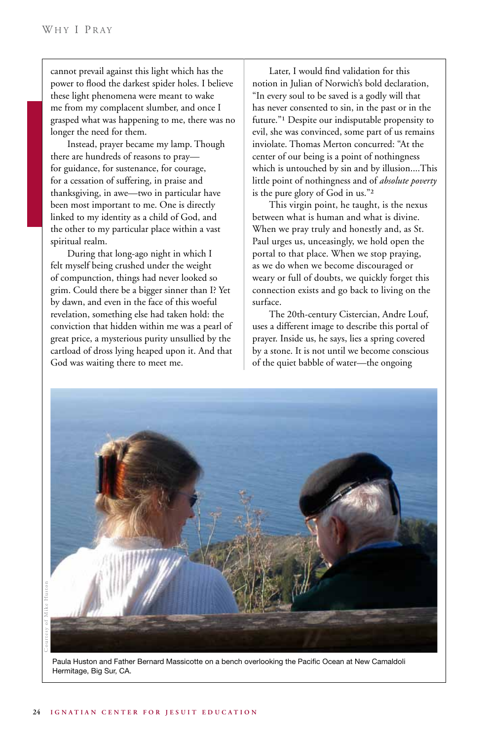cannot prevail against this light which has the power to flood the darkest spider holes. I believe these light phenomena were meant to wake me from my complacent slumber, and once I grasped what was happening to me, there was no longer the need for them.

Instead, prayer became my lamp. Though there are hundreds of reasons to pray—for guidance, for sustenance, for courage, for a cessation of suffering, in praise and thanksgiving, in awe—two in particular have been most important to me. One is directly linked to my identity as a child of God, and the other to my particular place within a vast spiritual realm.

During that long-ago night in which I felt myself being crushed under the weight of compunction, things had never looked so grim. Could there be a bigger sinner than I? Yet by dawn, and even in the face of this woeful revelation, something else had taken hold: the conviction that hidden within me was a pearl of great price, a mysterious purity unsullied by the cartload of dross lying heaped upon it. And that God was waiting there to meet me.

Later, I would find validation for this notion in Julian of Norwich's bold declaration, "In every soul to be saved is a godly will that has never consented to sin, in the past or in the future."[1] Despite our indisputable propensity to evil, she was convinced, some part of us remains inviolate. Thomas Merton concurred: "At the center of our being is a point of nothingness which is untouched by sin and by illusion....This little point of nothingness and of *absolute poverty* is the pure glory of God in us."[2]

This virgin point, he taught, is the nexus between what is human and what is divine. When we pray truly and honestly and, as St. Paul urges us, unceasingly, we hold open the portal to that place. When we stop praying, as we do when we become discouraged or weary or full of doubts, we quickly forget this connection exists and go back to living on the surface.

The 20th-century Cistercian, Andre Louf, uses a different image to describe this portal of prayer. Inside us, he says, lies a spring covered by a stone. It is not until we become conscious of the quiet babble of water—the ongoing

Courtesy of Mike Huston

Paula Huston and Father Bernard Massicotte on a bench overlooking the Pacific Ocean at New Camaldoli Hermitage, Big Sur, CA.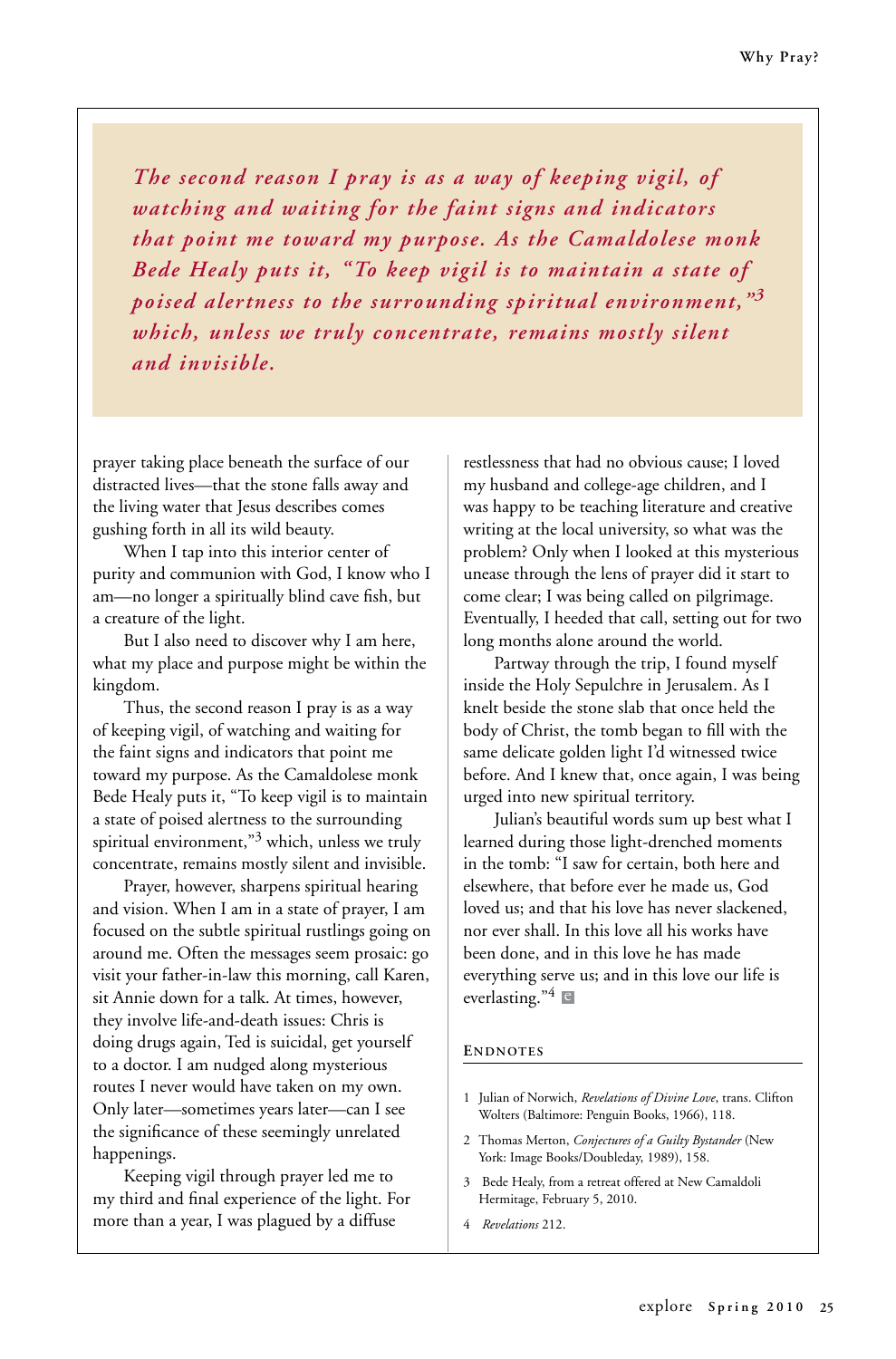> *The second reason I pray is as a way of keeping vigil, of watching and waiting for the faint signs and indicators that point me toward my purpose. As the Camaldolese monk Bede Healy puts it, "To keep vigil is to maintain a state of poised alertness to the surrounding spiritual environment,"[3] which, unless we truly concentrate, remains mostly silent and invisible.*

prayer taking place beneath the surface of our distracted lives—that the stone falls away and the living water that Jesus describes comes gushing forth in all its wild beauty.

When I tap into this interior center of purity and communion with God, I know who I am—no longer a spiritually blind cave fish, but a creature of the light.

But I also need to discover why I am here, what my place and purpose might be within the kingdom.

Thus, the second reason I pray is as a way of keeping vigil, of watching and waiting for the faint signs and indicators that point me toward my purpose. As the Camaldolese monk Bede Healy puts it, "To keep vigil is to maintain a state of poised alertness to the surrounding spiritual environment,"[3] which, unless we truly concentrate, remains mostly silent and invisible.

Prayer, however, sharpens spiritual hearing and vision. When I am in a state of prayer, I am focused on the subtle spiritual rustlings going on around me. Often the messages seem prosaic: go visit your father-in-law this morning, call Karen, sit Annie down for a talk. At times, however, they involve life-and-death issues: Chris is doing drugs again, Ted is suicidal, get yourself to a doctor. I am nudged along mysterious routes I never would have taken on my own. Only later—sometimes years later—can I see the significance of these seemingly unrelated happenings.

Keeping vigil through prayer led me to my third and final experience of the light. For more than a year, I was plagued by a diffuse restlessness that had no obvious cause; I loved my husband and college-age children, and I was happy to be teaching literature and creative writing at the local university, so what was the problem? Only when I looked at this mysterious unease through the lens of prayer did it start to come clear; I was being called on pilgrimage. Eventually, I heeded that call, setting out for two long months alone around the world.

Partway through the trip, I found myself inside the Holy Sepulchre in Jerusalem. As I knelt beside the stone slab that once held the body of Christ, the tomb began to fill with the same delicate golden light I'd witnessed twice before. And I knew that, once again, I was being urged into new spiritual territory.

Julian's beautiful words sum up best what I learned during those light-drenched moments in the tomb: "I saw for certain, both here and elsewhere, that before ever he made us, God loved us; and that his love has never slackened, nor ever shall. In this love all his works have been done, and in this love he has made everything serve us; and in this love our life is everlasting."[4]

## Endnotes

1. Julian of Norwich, *Revelations of Divine Love*, trans. Clifton Wolters (Baltimore: Penguin Books, 1966), 118.
2. Thomas Merton, *Conjectures of a Guilty Bystander* (New York: Image Books/Doubleday, 1989), 158.
3. Bede Healy, from a retreat offered at New Camaldoli Hermitage, February 5, 2010.
4. *Revelations* 212.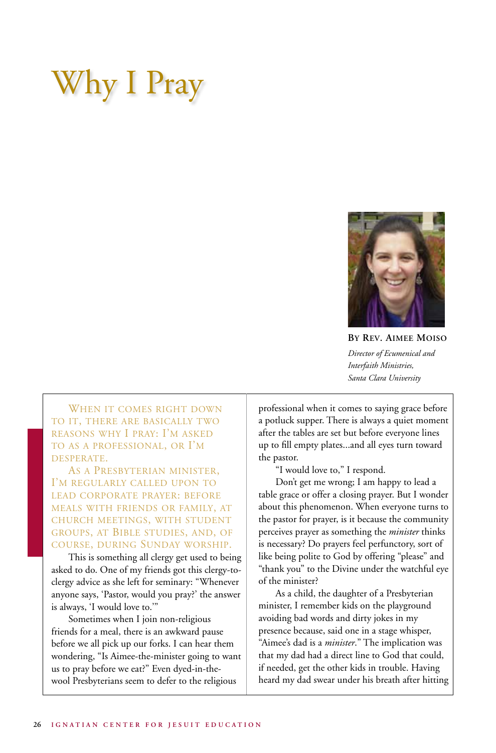# Why I Pray

**By Rev. Aimee Moiso**

*Director of Ecumenical and Interfaith Ministries, Santa Clara University*

When it comes right down to it, there are basically two reasons why I pray: I'm asked to as a professional, or I'm desperate.

As a Presbyterian minister, I'm regularly called upon to lead corporate prayer: before meals with friends or family, at church meetings, with student groups, at Bible studies, and, of course, during Sunday worship.

This is something all clergy get used to being asked to do. One of my friends got this clergy-to-clergy advice as she left for seminary: "Whenever anyone says, 'Pastor, would you pray?' the answer is always, 'I would love to.'"

Sometimes when I join non-religious friends for a meal, there is an awkward pause before we all pick up our forks. I can hear them wondering, "Is Aimee-the-minister going to want us to pray before we eat?" Even dyed-in-the-wool Presbyterians seem to defer to the religious professional when it comes to saying grace before a potluck supper. There is always a quiet moment after the tables are set but before everyone lines up to fill empty plates...and all eyes turn toward the pastor.

"I would love to," I respond.

Don't get me wrong; I am happy to lead a table grace or offer a closing prayer. But I wonder about this phenomenon. When everyone turns to the pastor for prayer, is it because the community perceives prayer as something the *minister* thinks is necessary? Do prayers feel perfunctory, sort of like being polite to God by offering "please" and "thank you" to the Divine under the watchful eye of the minister?

As a child, the daughter of a Presbyterian minister, I remember kids on the playground avoiding bad words and dirty jokes in my presence because, said one in a stage whisper, "Aimee's dad is a *minister*." The implication was that my dad had a direct line to God that could, if needed, get the other kids in trouble. Having heard my dad swear under his breath after hitting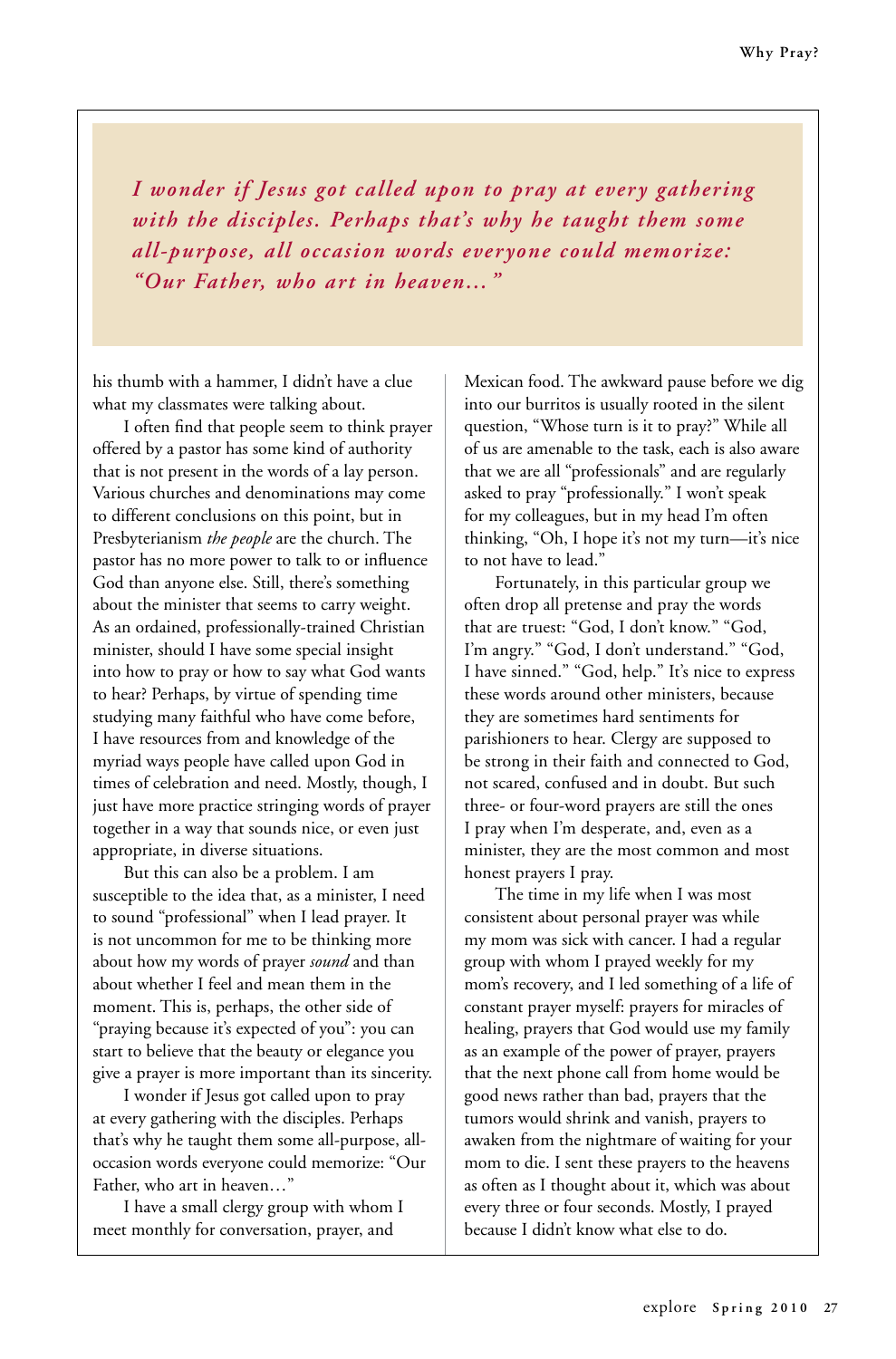*I wonder if Jesus got called upon to pray at every gathering with the disciples. Perhaps that's why he taught them some all-purpose, all occasion words everyone could memorize: "Our Father, who art in heaven…"*

his thumb with a hammer, I didn't have a clue what my classmates were talking about.

I often find that people seem to think prayer offered by a pastor has some kind of authority that is not present in the words of a lay person. Various churches and denominations may come to different conclusions on this point, but in Presbyterianism *the people* are the church. The pastor has no more power to talk to or influence God than anyone else. Still, there's something about the minister that seems to carry weight. As an ordained, professionally-trained Christian minister, should I have some special insight into how to pray or how to say what God wants to hear? Perhaps, by virtue of spending time studying many faithful who have come before, I have resources from and knowledge of the myriad ways people have called upon God in times of celebration and need. Mostly, though, I just have more practice stringing words of prayer together in a way that sounds nice, or even just appropriate, in diverse situations.

But this can also be a problem. I am susceptible to the idea that, as a minister, I need to sound "professional" when I lead prayer. It is not uncommon for me to be thinking more about how my words of prayer *sound* and than about whether I feel and mean them in the moment. This is, perhaps, the other side of "praying because it's expected of you": you can start to believe that the beauty or elegance you give a prayer is more important than its sincerity.

I wonder if Jesus got called upon to pray at every gathering with the disciples. Perhaps that's why he taught them some all-purpose, all-occasion words everyone could memorize: "Our Father, who art in heaven…"

I have a small clergy group with whom I meet monthly for conversation, prayer, and Mexican food. The awkward pause before we dig into our burritos is usually rooted in the silent question, "Whose turn is it to pray?" While all of us are amenable to the task, each is also aware that we are all "professionals" and are regularly asked to pray "professionally." I won't speak for my colleagues, but in my head I'm often thinking, "Oh, I hope it's not my turn—it's nice to not have to lead."

Fortunately, in this particular group we often drop all pretense and pray the words that are truest: "God, I don't know." "God, I'm angry." "God, I don't understand." "God, I have sinned." "God, help." It's nice to express these words around other ministers, because they are sometimes hard sentiments for parishioners to hear. Clergy are supposed to be strong in their faith and connected to God, not scared, confused and in doubt. But such three- or four-word prayers are still the ones I pray when I'm desperate, and, even as a minister, they are the most common and most honest prayers I pray.

The time in my life when I was most consistent about personal prayer was while my mom was sick with cancer. I had a regular group with whom I prayed weekly for my mom's recovery, and I led something of a life of constant prayer myself: prayers for miracles of healing, prayers that God would use my family as an example of the power of prayer, prayers that the next phone call from home would be good news rather than bad, prayers that the tumors would shrink and vanish, prayers to awaken from the nightmare of waiting for your mom to die. I sent these prayers to the heavens as often as I thought about it, which was about every three or four seconds. Mostly, I prayed because I didn't know what else to do.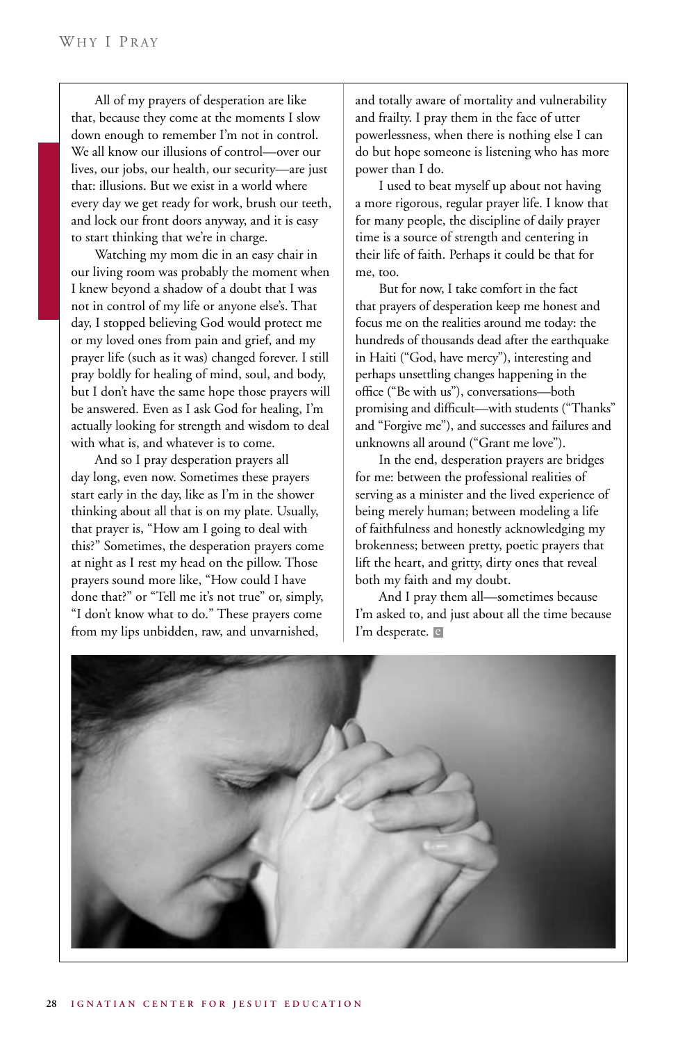All of my prayers of desperation are like that, because they come at the moments I slow down enough to remember I'm not in control. We all know our illusions of control—over our lives, our jobs, our health, our security—are just that: illusions. But we exist in a world where every day we get ready for work, brush our teeth, and lock our front doors anyway, and it is easy to start thinking that we're in charge.

Watching my mom die in an easy chair in our living room was probably the moment when I knew beyond a shadow of a doubt that I was not in control of my life or anyone else's. That day, I stopped believing God would protect me or my loved ones from pain and grief, and my prayer life (such as it was) changed forever. I still pray boldly for healing of mind, soul, and body, but I don't have the same hope those prayers will be answered. Even as I ask God for healing, I'm actually looking for strength and wisdom to deal with what is, and whatever is to come.

And so I pray desperation prayers all day long, even now. Sometimes these prayers start early in the day, like as I'm in the shower thinking about all that is on my plate. Usually, that prayer is, "How am I going to deal with this?" Sometimes, the desperation prayers come at night as I rest my head on the pillow. Those prayers sound more like, "How could I have done that?" or "Tell me it's not true" or, simply, "I don't know what to do." These prayers come from my lips unbidden, raw, and unvarnished, and totally aware of mortality and vulnerability and frailty. I pray them in the face of utter powerlessness, when there is nothing else I can do but hope someone is listening who has more power than I do.

I used to beat myself up about not having a more rigorous, regular prayer life. I know that for many people, the discipline of daily prayer time is a source of strength and centering in their life of faith. Perhaps it could be that for me, too.

But for now, I take comfort in the fact that prayers of desperation keep me honest and focus me on the realities around me today: the hundreds of thousands dead after the earthquake in Haiti ("God, have mercy"), interesting and perhaps unsettling changes happening in the office ("Be with us"), conversations—both promising and difficult—with students ("Thanks" and "Forgive me"), and successes and failures and unknowns all around ("Grant me love").

In the end, desperation prayers are bridges for me: between the professional realities of serving as a minister and the lived experience of being merely human; between modeling a life of faithfulness and honestly acknowledging my brokenness; between pretty, poetic prayers that lift the heart, and gritty, dirty ones that reveal both my faith and my doubt.

And I pray them all—sometimes because I'm asked to, and just about all the time because I'm desperate.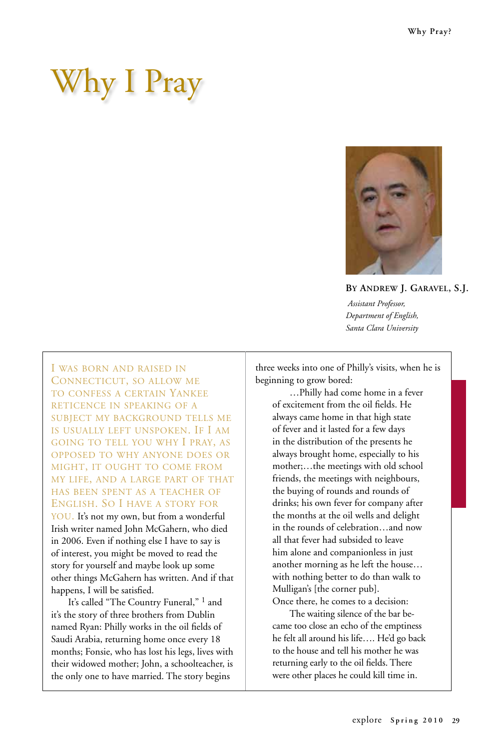# Why I Pray

**By Andrew J. Garavel, S.J.**

*Assistant Professor,*
*Department of English,*
*Santa Clara University*

I WAS BORN AND RAISED IN CONNECTICUT, SO ALLOW ME TO CONFESS A CERTAIN YANKEE RETICENCE IN SPEAKING OF A SUBJECT MY BACKGROUND TELLS ME IS USUALLY LEFT UNSPOKEN. IF I AM GOING TO TELL YOU WHY I PRAY, AS OPPOSED TO WHY ANYONE DOES OR MIGHT, IT OUGHT TO COME FROM MY LIFE, AND A LARGE PART OF THAT HAS BEEN SPENT AS A TEACHER OF ENGLISH. SO I HAVE A STORY FOR YOU. It's not my own, but from a wonderful Irish writer named John McGahern, who died in 2006. Even if nothing else I have to say is of interest, you might be moved to read the story for yourself and maybe look up some other things McGahern has written. And if that happens, I will be satisfied.

It's called "The Country Funeral," [1] and it's the story of three brothers from Dublin named Ryan: Philly works in the oil fields of Saudi Arabia, returning home once every 18 months; Fonsie, who has lost his legs, lives with their widowed mother; John, a schoolteacher, is the only one to have married. The story begins three weeks into one of Philly's visits, when he is beginning to grow bored:

> …Philly had come home in a fever of excitement from the oil fields. He always came home in that high state of fever and it lasted for a few days in the distribution of the presents he always brought home, especially to his mother;…the meetings with old school friends, the meetings with neighbours, the buying of rounds and rounds of drinks; his own fever for company after the months at the oil wells and delight in the rounds of celebration…and now all that fever had subsided to leave him alone and companionless in just another morning as he left the house…with nothing better to do than walk to Mulligan's [the corner pub].

Once there, he comes to a decision:

> The waiting silence of the bar became too close an echo of the emptiness he felt all around his life…. He'd go back to the house and tell his mother he was returning early to the oil fields. There were other places he could kill time in.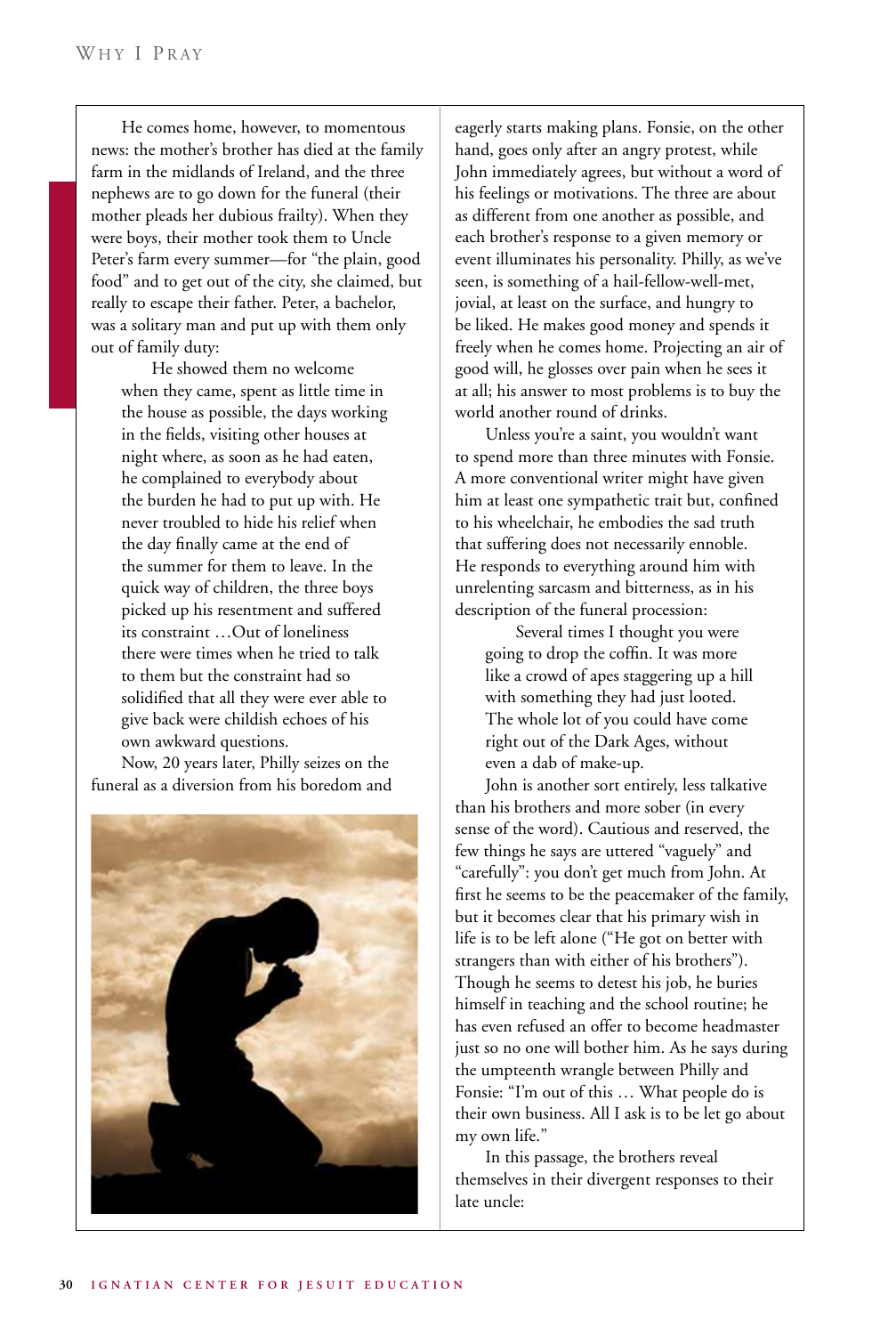He comes home, however, to momentous news: the mother's brother has died at the family farm in the midlands of Ireland, and the three nephews are to go down for the funeral (their mother pleads her dubious frailty). When they were boys, their mother took them to Uncle Peter's farm every summer—for "the plain, good food" and to get out of the city, she claimed, but really to escape their father. Peter, a bachelor, was a solitary man and put up with them only out of family duty:

> He showed them no welcome when they came, spent as little time in the house as possible, the days working in the fields, visiting other houses at night where, as soon as he had eaten, he complained to everybody about the burden he had to put up with. He never troubled to hide his relief when the day finally came at the end of the summer for them to leave. In the quick way of children, the three boys picked up his resentment and suffered its constraint …Out of loneliness there were times when he tried to talk to them but the constraint had so solidified that all they were ever able to give back were childish echoes of his own awkward questions.

Now, 20 years later, Philly seizes on the funeral as a diversion from his boredom and eagerly starts making plans. Fonsie, on the other hand, goes only after an angry protest, while John immediately agrees, but without a word of his feelings or motivations. The three are about as different from one another as possible, and each brother's response to a given memory or event illuminates his personality. Philly, as we've seen, is something of a hail-fellow-well-met, jovial, at least on the surface, and hungry to be liked. He makes good money and spends it freely when he comes home. Projecting an air of good will, he glosses over pain when he sees it at all; his answer to most problems is to buy the world another round of drinks.

Unless you're a saint, you wouldn't want to spend more than three minutes with Fonsie. A more conventional writer might have given him at least one sympathetic trait but, confined to his wheelchair, he embodies the sad truth that suffering does not necessarily ennoble. He responds to everything around him with unrelenting sarcasm and bitterness, as in his description of the funeral procession:

> Several times I thought you were going to drop the coffin. It was more like a crowd of apes staggering up a hill with something they had just looted. The whole lot of you could have come right out of the Dark Ages, without even a dab of make-up.

John is another sort entirely, less talkative than his brothers and more sober (in every sense of the word). Cautious and reserved, the few things he says are uttered "vaguely" and "carefully": you don't get much from John. At first he seems to be the peacemaker of the family, but it becomes clear that his primary wish in life is to be left alone ("He got on better with strangers than with either of his brothers"). Though he seems to detest his job, he buries himself in teaching and the school routine; he has even refused an offer to become headmaster just so no one will bother him. As he says during the umpteenth wrangle between Philly and Fonsie: "I'm out of this … What people do is their own business. All I ask is to be let go about my own life."

In this passage, the brothers reveal themselves in their divergent responses to their late uncle: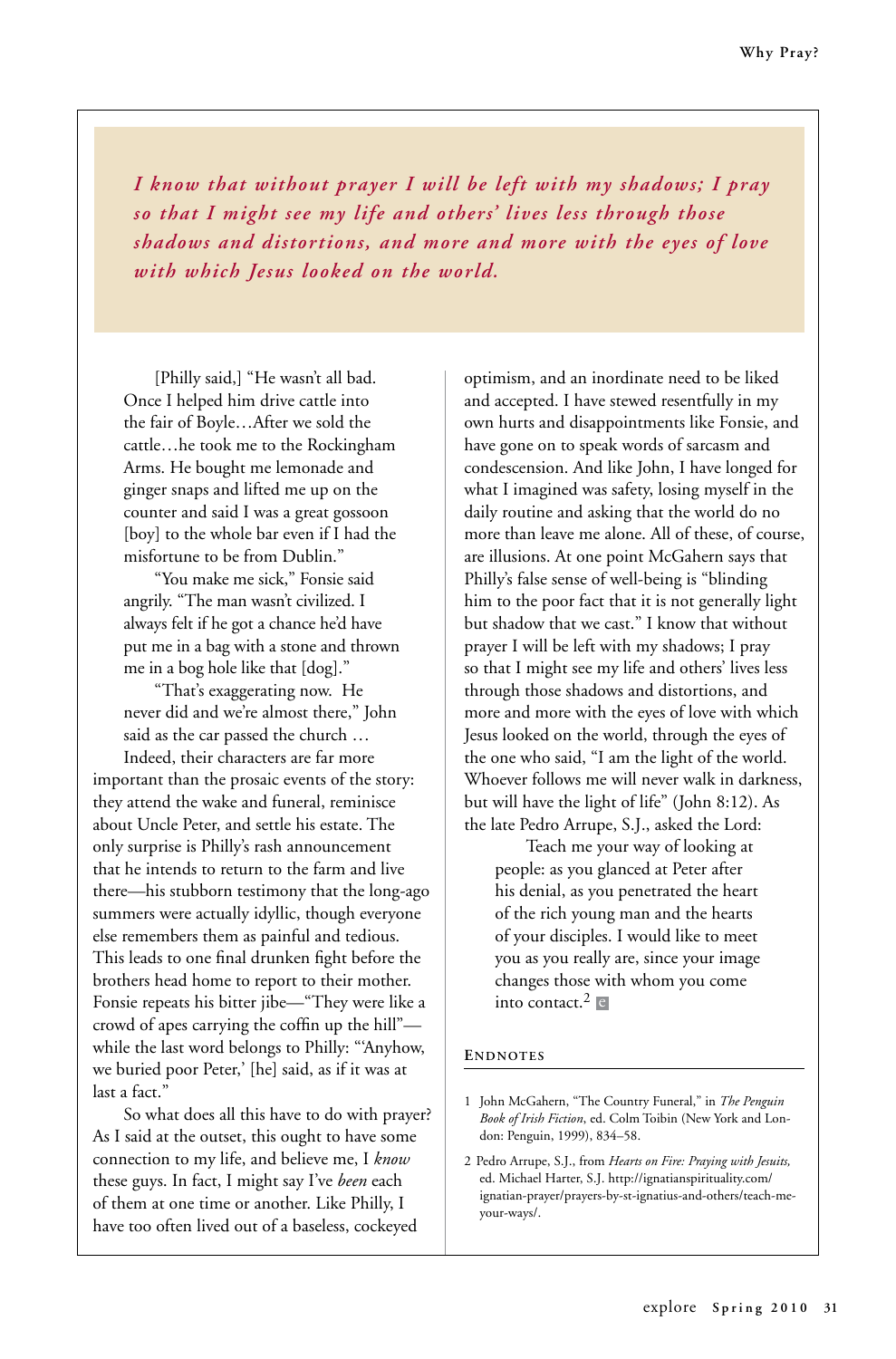*I know that without prayer I will be left with my shadows; I pray so that I might see my life and others' lives less through those shadows and distortions, and more and more with the eyes of love with which Jesus looked on the world.*

[Philly said,] "He wasn't all bad. Once I helped him drive cattle into the fair of Boyle…After we sold the cattle…he took me to the Rockingham Arms. He bought me lemonade and ginger snaps and lifted me up on the counter and said I was a great gossoon [boy] to the whole bar even if I had the misfortune to be from Dublin."

"You make me sick," Fonsie said angrily. "The man wasn't civilized. I always felt if he got a chance he'd have put me in a bag with a stone and thrown me in a bog hole like that [dog]."

"That's exaggerating now. He never did and we're almost there," John said as the car passed the church …

Indeed, their characters are far more important than the prosaic events of the story: they attend the wake and funeral, reminisce about Uncle Peter, and settle his estate. The only surprise is Philly's rash announcement that he intends to return to the farm and live there—his stubborn testimony that the long-ago summers were actually idyllic, though everyone else remembers them as painful and tedious. This leads to one final drunken fight before the brothers head home to report to their mother. Fonsie repeats his bitter jibe—"They were like a crowd of apes carrying the coffin up the hill"—while the last word belongs to Philly: "'Anyhow, we buried poor Peter,' [he] said, as if it was at last a fact."

So what does all this have to do with prayer? As I said at the outset, this ought to have some connection to my life, and believe me, I *know* these guys. In fact, I might say I've *been* each of them at one time or another. Like Philly, I have too often lived out of a baseless, cockeyed optimism, and an inordinate need to be liked and accepted. I have stewed resentfully in my own hurts and disappointments like Fonsie, and have gone on to speak words of sarcasm and condescension. And like John, I have longed for what I imagined was safety, losing myself in the daily routine and asking that the world do no more than leave me alone. All of these, of course, are illusions. At one point McGahern says that Philly's false sense of well-being is "blinding him to the poor fact that it is not generally light but shadow that we cast." I know that without prayer I will be left with my shadows; I pray so that I might see my life and others' lives less through those shadows and distortions, and more and more with the eyes of love with which Jesus looked on the world, through the eyes of the one who said, "I am the light of the world. Whoever follows me will never walk in darkness, but will have the light of life" (John 8:12). As the late Pedro Arrupe, S.J., asked the Lord:

> Teach me your way of looking at people: as you glanced at Peter after his denial, as you penetrated the heart of the rich young man and the hearts of your disciples. I would like to meet you as you really are, since your image changes those with whom you come into contact.[2] ▣

## Endnotes

1 John McGahern, "The Country Funeral," in *The Penguin Book of Irish Fiction*, ed. Colm Toibin (New York and London: Penguin, 1999), 834–58.

2 Pedro Arrupe, S.J., from *Hearts on Fire: Praying with Jesuits,* ed. Michael Harter, S.J. http://ignatianspirituality.com/ignatian-prayer/prayers-by-st-ignatius-and-others/teach-me-your-ways/.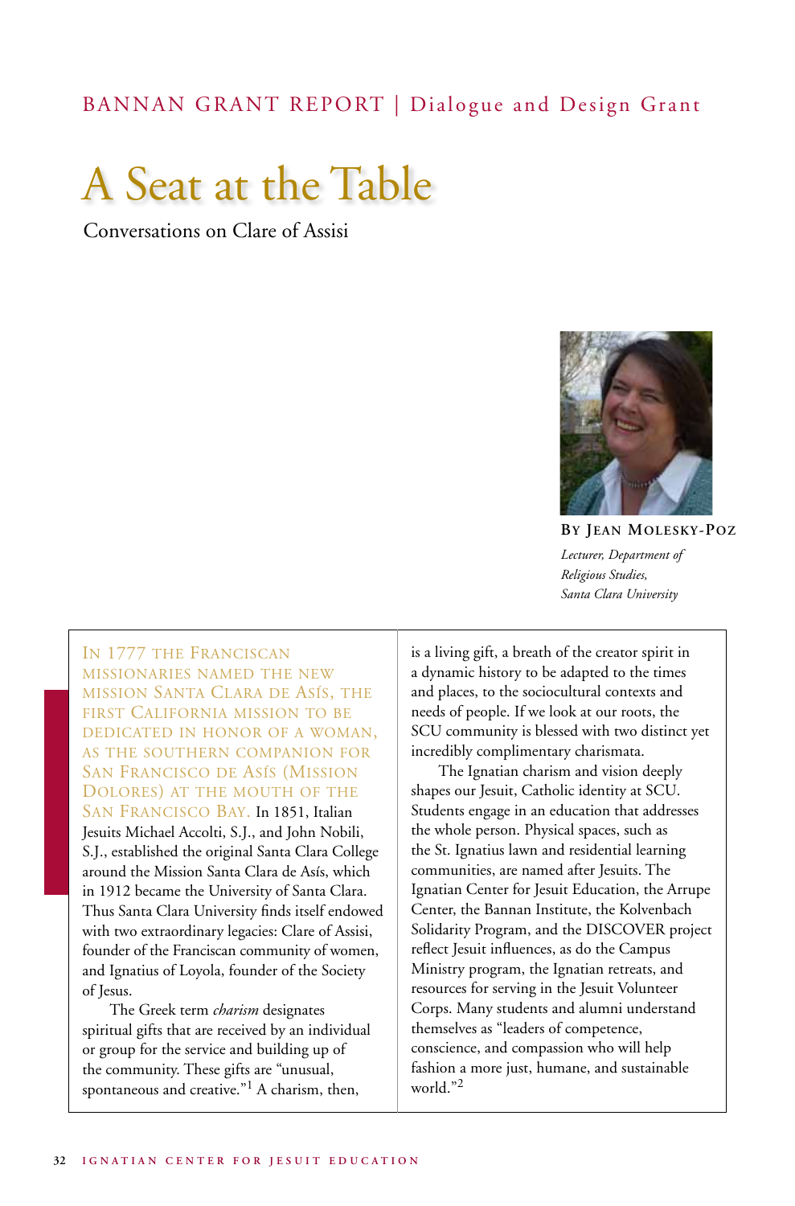BANNAN GRANT REPORT | Dialogue and Design Grant

# A Seat at the Table

## Conversations on Clare of Assisi

**By Jean Molesky-Poz**

*Lecturer, Department of Religious Studies, Santa Clara University*

In 1777 the Franciscan missionaries named the new Mission Santa Clara de Asís, the first California mission to be dedicated in honor of a woman, as the southern companion for San Francisco de Asís (Mission Dolores) at the mouth of the San Francisco Bay. In 1851, Italian Jesuits Michael Accolti, S.J., and John Nobili, S.J., established the original Santa Clara College around the Mission Santa Clara de Asís, which in 1912 became the University of Santa Clara. Thus Santa Clara University finds itself endowed with two extraordinary legacies: Clare of Assisi, founder of the Franciscan community of women, and Ignatius of Loyola, founder of the Society of Jesus.

The Greek term *charism* designates spiritual gifts that are received by an individual or group for the service and building up of the community. These gifts are "unusual, spontaneous and creative."[1] A charism, then, is a living gift, a breath of the creator spirit in a dynamic history to be adapted to the times and places, to the sociocultural contexts and needs of people. If we look at our roots, the SCU community is blessed with two distinct yet incredibly complimentary charismata.

The Ignatian charism and vision deeply shapes our Jesuit, Catholic identity at SCU. Students engage in an education that addresses the whole person. Physical spaces, such as the St. Ignatius lawn and residential learning communities, are named after Jesuits. The Ignatian Center for Jesuit Education, the Arrupe Center, the Bannan Institute, the Kolvenbach Solidarity Program, and the DISCOVER project reflect Jesuit influences, as do the Campus Ministry program, the Ignatian retreats, and resources for serving in the Jesuit Volunteer Corps. Many students and alumni understand themselves as "leaders of competence, conscience, and compassion who will help fashion a more just, humane, and sustainable world."[2]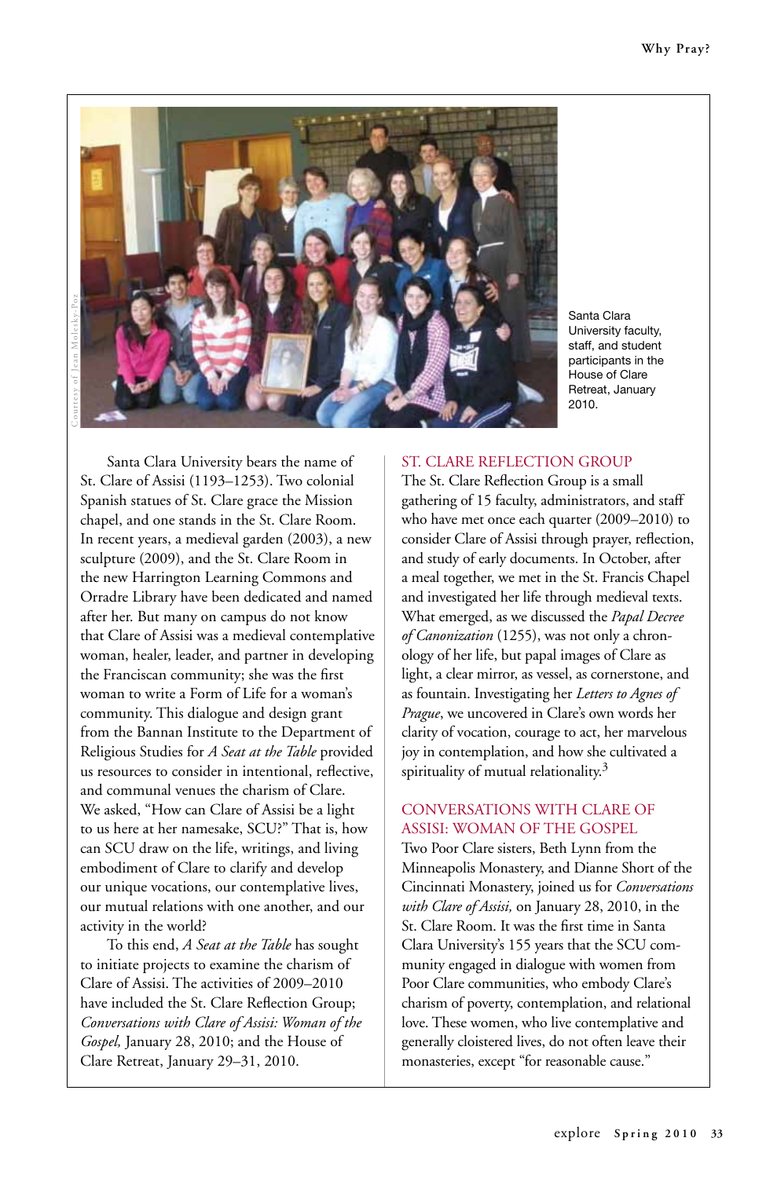Santa Clara University faculty, staff, and student participants in the House of Clare Retreat, January 2010.

Santa Clara University bears the name of St. Clare of Assisi (1193–1253). Two colonial Spanish statues of St. Clare grace the Mission chapel, and one stands in the St. Clare Room. In recent years, a medieval garden (2003), a new sculpture (2009), and the St. Clare Room in the new Harrington Learning Commons and Orradre Library have been dedicated and named after her. But many on campus do not know that Clare of Assisi was a medieval contemplative woman, healer, leader, and partner in developing the Franciscan community; she was the first woman to write a Form of Life for a woman's community. This dialogue and design grant from the Bannan Institute to the Department of Religious Studies for *A Seat at the Table* provided us resources to consider in intentional, reflective, and communal venues the charism of Clare. We asked, "How can Clare of Assisi be a light to us here at her namesake, SCU?" That is, how can SCU draw on the life, writings, and living embodiment of Clare to clarify and develop our unique vocations, our contemplative lives, our mutual relations with one another, and our activity in the world?

To this end, *A Seat at the Table* has sought to initiate projects to examine the charism of Clare of Assisi. The activities of 2009–2010 have included the St. Clare Reflection Group; *Conversations with Clare of Assisi: Woman of the Gospel,* January 28, 2010; and the House of Clare Retreat, January 29–31, 2010.

## ST. CLARE REFLECTION GROUP

The St. Clare Reflection Group is a small gathering of 15 faculty, administrators, and staff who have met once each quarter (2009–2010) to consider Clare of Assisi through prayer, reflection, and study of early documents. In October, after a meal together, we met in the St. Francis Chapel and investigated her life through medieval texts. What emerged, as we discussed the *Papal Decree of Canonization* (1255), was not only a chronology of her life, but papal images of Clare as light, a clear mirror, as vessel, as cornerstone, and as fountain. Investigating her *Letters to Agnes of Prague*, we uncovered in Clare's own words her clarity of vocation, courage to act, her marvelous joy in contemplation, and how she cultivated a spirituality of mutual relationality.[3]

## CONVERSATIONS WITH CLARE OF ASSISI: WOMAN OF THE GOSPEL

Two Poor Clare sisters, Beth Lynn from the Minneapolis Monastery, and Dianne Short of the Cincinnati Monastery, joined us for *Conversations with Clare of Assisi,* on January 28, 2010, in the St. Clare Room. It was the first time in Santa Clara University's 155 years that the SCU community engaged in dialogue with women from Poor Clare communities, who embody Clare's charism of poverty, contemplation, and relational love. These women, who live contemplative and generally cloistered lives, do not often leave their monasteries, except "for reasonable cause."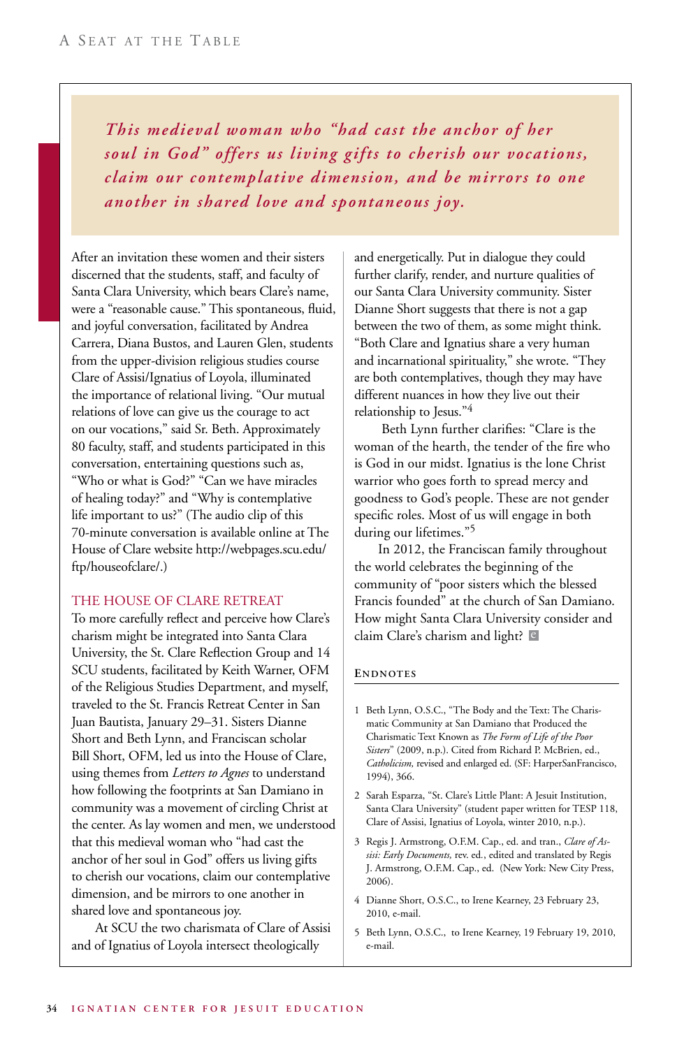*This medieval woman who "had cast the anchor of her soul in God" offers us living gifts to cherish our vocations, claim our contemplative dimension, and be mirrors to one another in shared love and spontaneous joy.*

After an invitation these women and their sisters discerned that the students, staff, and faculty of Santa Clara University, which bears Clare's name, were a "reasonable cause." This spontaneous, fluid, and joyful conversation, facilitated by Andrea Carrera, Diana Bustos, and Lauren Glen, students from the upper-division religious studies course Clare of Assisi/Ignatius of Loyola, illuminated the importance of relational living. "Our mutual relations of love can give us the courage to act on our vocations," said Sr. Beth. Approximately 80 faculty, staff, and students participated in this conversation, entertaining questions such as, "Who or what is God?" "Can we have miracles of healing today?" and "Why is contemplative life important to us?" (The audio clip of this 70-minute conversation is available online at The House of Clare website http://webpages.scu.edu/ftp/houseofclare/.)

## THE HOUSE OF CLARE RETREAT

To more carefully reflect and perceive how Clare's charism might be integrated into Santa Clara University, the St. Clare Reflection Group and 14 SCU students, facilitated by Keith Warner, OFM of the Religious Studies Department, and myself, traveled to the St. Francis Retreat Center in San Juan Bautista, January 29–31. Sisters Dianne Short and Beth Lynn, and Franciscan scholar Bill Short, OFM, led us into the House of Clare, using themes from *Letters to Agnes* to understand how following the footprints at San Damiano in community was a movement of circling Christ at the center. As lay women and men, we understood that this medieval woman who "had cast the anchor of her soul in God" offers us living gifts to cherish our vocations, claim our contemplative dimension, and be mirrors to one another in shared love and spontaneous joy.

At SCU the two charismata of Clare of Assisi and of Ignatius of Loyola intersect theologically and energetically. Put in dialogue they could further clarify, render, and nurture qualities of our Santa Clara University community. Sister Dianne Short suggests that there is not a gap between the two of them, as some might think. "Both Clare and Ignatius share a very human and incarnational spirituality," she wrote. "They are both contemplatives, though they may have different nuances in how they live out their relationship to Jesus."[4]

Beth Lynn further clarifies: "Clare is the woman of the hearth, the tender of the fire who is God in our midst. Ignatius is the lone Christ warrior who goes forth to spread mercy and goodness to God's people. These are not gender specific roles. Most of us will engage in both during our lifetimes."[5]

In 2012, the Franciscan family throughout the world celebrates the beginning of the community of "poor sisters which the blessed Francis founded" at the church of San Damiano. How might Santa Clara University consider and claim Clare's charism and light?

### Endnotes

1. Beth Lynn, O.S.C., "The Body and the Text: The Charismatic Community at San Damiano that Produced the Charismatic Text Known as *The Form of Life of the Poor Sisters*" (2009, n.p.). Cited from Richard P. McBrien, ed., *Catholicism,* revised and enlarged ed. (SF: HarperSanFrancisco, 1994), 366.
2. Sarah Esparza, "St. Clare's Little Plant: A Jesuit Institution, Santa Clara University" (student paper written for TESP 118, Clare of Assisi, Ignatius of Loyola, winter 2010, n.p.).
3. Regis J. Armstrong, O.F.M. Cap., ed. and tran., *Clare of Assisi: Early Documents,* rev. ed., edited and translated by Regis J. Armstrong, O.F.M. Cap., ed. (New York: New City Press, 2006).
4. Dianne Short, O.S.C., to Irene Kearney, 23 February 23, 2010, e-mail.
5. Beth Lynn, O.S.C., to Irene Kearney, 19 February 19, 2010, e-mail.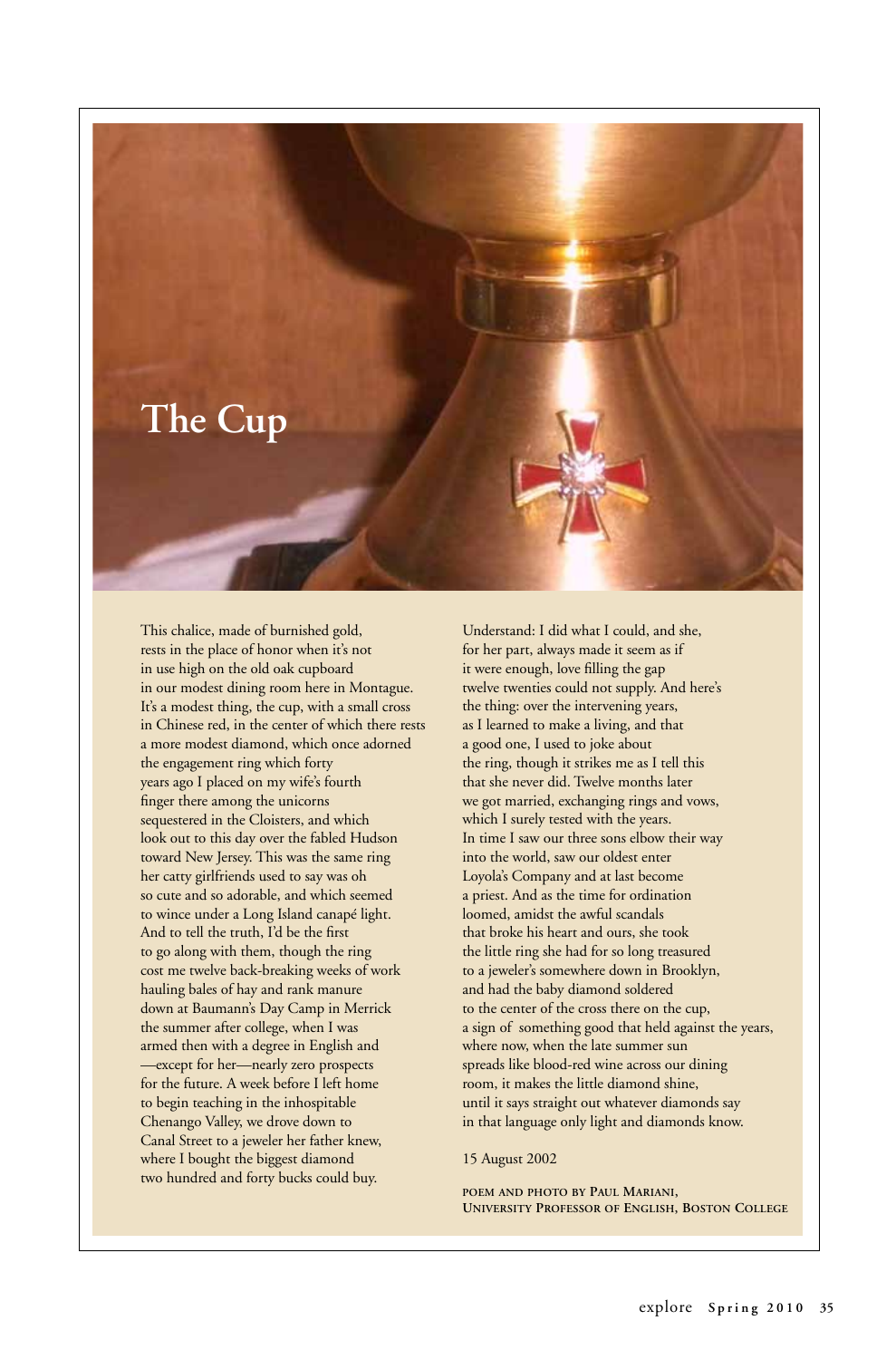# The Cup

This chalice, made of burnished gold,
rests in the place of honor when it's not
in use high on the old oak cupboard
in our modest dining room here in Montague.
It's a modest thing, the cup, with a small cross
in Chinese red, in the center of which there rests
a more modest diamond, which once adorned
the engagement ring which forty
years ago I placed on my wife's fourth
finger there among the unicorns
sequestered in the Cloisters, and which
look out to this day over the fabled Hudson
toward New Jersey. This was the same ring
her catty girlfriends used to say was oh
so cute and so adorable, and which seemed
to wince under a Long Island canapé light.
And to tell the truth, I'd be the first
to go along with them, though the ring
cost me twelve back-breaking weeks of work
hauling bales of hay and rank manure
down at Baumann's Day Camp in Merrick
the summer after college, when I was
armed then with a degree in English and
—except for her—nearly zero prospects
for the future. A week before I left home
to begin teaching in the inhospitable
Chenango Valley, we drove down to
Canal Street to a jeweler her father knew,
where I bought the biggest diamond
two hundred and forty bucks could buy.

Understand: I did what I could, and she,
for her part, always made it seem as if
it were enough, love filling the gap
twelve twenties could not supply. And here's
the thing: over the intervening years,
as I learned to make a living, and that
a good one, I used to joke about
the ring, though it strikes me as I tell this
that she never did. Twelve months later
we got married, exchanging rings and vows,
which I surely tested with the years.
In time I saw our three sons elbow their way
into the world, saw our oldest enter
Loyola's Company and at last become
a priest. And as the time for ordination
loomed, amidst the awful scandals
that broke his heart and ours, she took
the little ring she had for so long treasured
to a jeweler's somewhere down in Brooklyn,
and had the baby diamond soldered
to the center of the cross there on the cup,
a sign of something good that held against the years,
where now, when the late summer sun
spreads like blood-red wine across our dining
room, it makes the little diamond shine,
until it says straight out whatever diamonds say
in that language only light and diamonds know.

15 August 2002

POEM AND PHOTO BY PAUL MARIANI,
UNIVERSITY PROFESSOR OF ENGLISH, BOSTON COLLEGE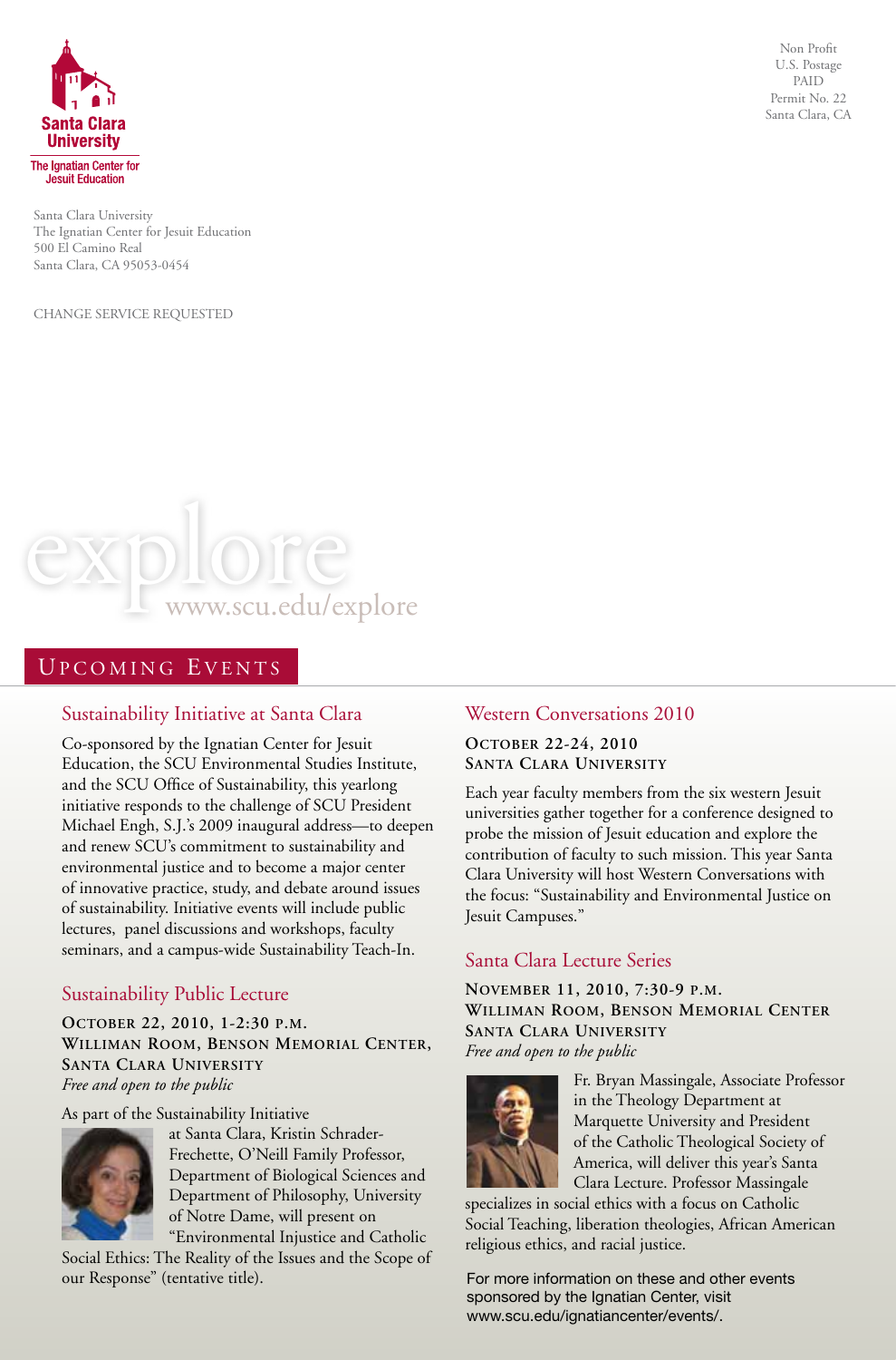Santa Clara University

The Ignatian Center for Jesuit Education

Non Profit
U.S. Postage
PAID
Permit No. 22
Santa Clara, CA

Santa Clara University
The Ignatian Center for Jesuit Education
500 El Camino Real
Santa Clara, CA 95053-0454

CHANGE SERVICE REQUESTED

explore
www.scu.edu/explore

## Upcoming Events

### Sustainability Initiative at Santa Clara

Co-sponsored by the Ignatian Center for Jesuit Education, the SCU Environmental Studies Institute, and the SCU Office of Sustainability, this yearlong initiative responds to the challenge of SCU President Michael Engh, S.J.'s 2009 inaugural address—to deepen and renew SCU's commitment to sustainability and environmental justice and to become a major center of innovative practice, study, and debate around issues of sustainability. Initiative events will include public lectures, panel discussions and workshops, faculty seminars, and a campus-wide Sustainability Teach-In.

### Sustainability Public Lecture

**October 22, 2010, 1-2:30 p.m.**
**Williman Room, Benson Memorial Center, Santa Clara University**
*Free and open to the public*

As part of the Sustainability Initiative at Santa Clara, Kristin Schrader-Frechette, O'Neill Family Professor, Department of Biological Sciences and Department of Philosophy, University of Notre Dame, will present on "Environmental Injustice and Catholic Social Ethics: The Reality of the Issues and the Scope of our Response" (tentative title).

### Western Conversations 2010

**October 22-24, 2010**
**Santa Clara University**

Each year faculty members from the six western Jesuit universities gather together for a conference designed to probe the mission of Jesuit education and explore the contribution of faculty to such mission. This year Santa Clara University will host Western Conversations with the focus: "Sustainability and Environmental Justice on Jesuit Campuses."

### Santa Clara Lecture Series

**November 11, 2010, 7:30-9 p.m.**
**Williman Room, Benson Memorial Center**
**Santa Clara University**
*Free and open to the public*

Fr. Bryan Massingale, Associate Professor in the Theology Department at Marquette University and President of the Catholic Theological Society of America, will deliver this year's Santa Clara Lecture. Professor Massingale specializes in social ethics with a focus on Catholic Social Teaching, liberation theologies, African American religious ethics, and racial justice.

For more information on these and other events sponsored by the Ignatian Center, visit www.scu.edu/ignatiancenter/events/.